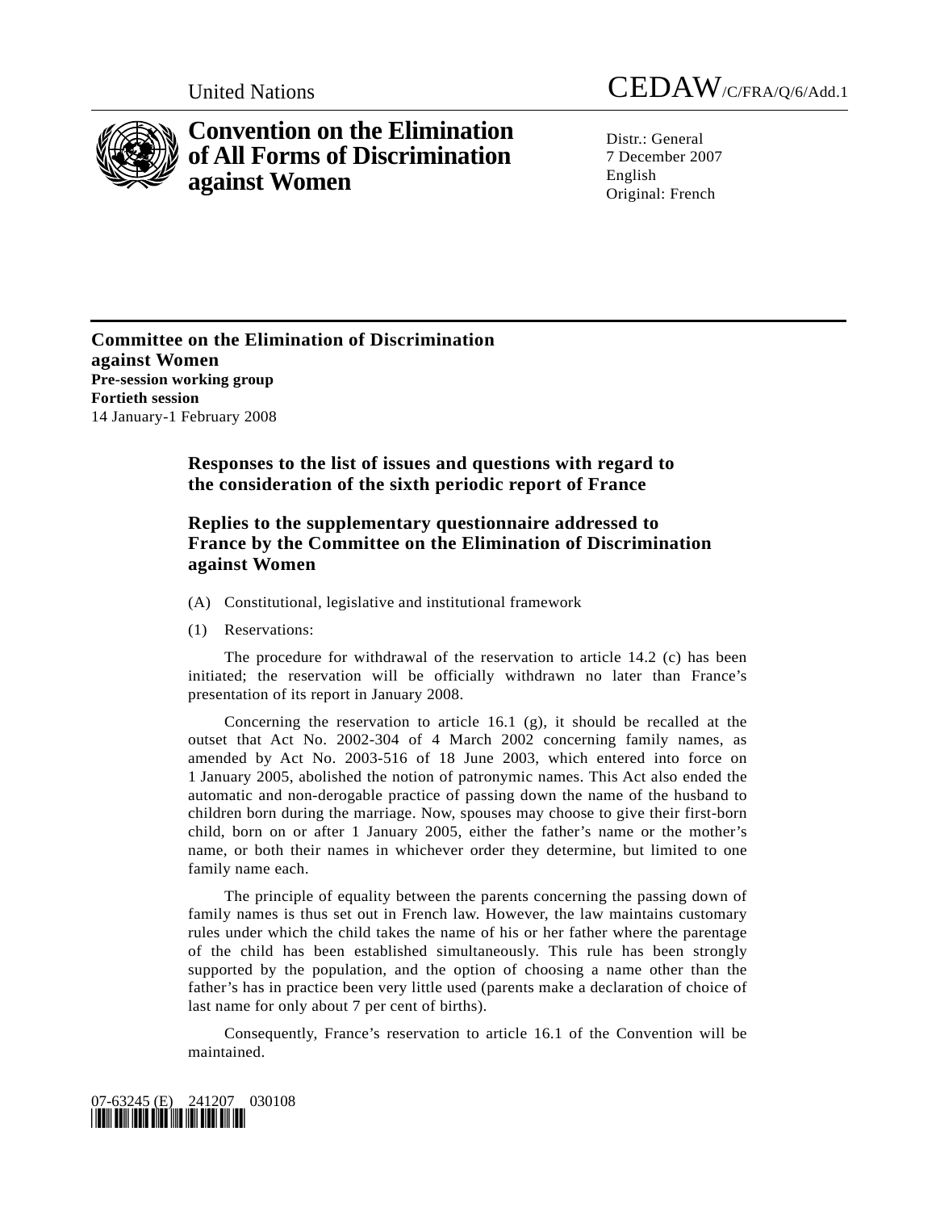United Nations CEDAW/C/FRA/Q/6/Add.1

# Convention on the Elimination of All Forms of Discrimination against Women

Distr.: General
7 December 2007
English
Original: French

**Committee on the Elimination of Discrimination against Women**
**Pre-session working group**
**Fortieth session**
14 January-1 February 2008

## Responses to the list of issues and questions with regard to the consideration of the sixth periodic report of France

## Replies to the supplementary questionnaire addressed to France by the Committee on the Elimination of Discrimination against Women

(A) Constitutional, legislative and institutional framework

(1) Reservations:

The procedure for withdrawal of the reservation to article 14.2 (c) has been initiated; the reservation will be officially withdrawn no later than France's presentation of its report in January 2008.

Concerning the reservation to article 16.1 (g), it should be recalled at the outset that Act No. 2002-304 of 4 March 2002 concerning family names, as amended by Act No. 2003-516 of 18 June 2003, which entered into force on 1 January 2005, abolished the notion of patronymic names. This Act also ended the automatic and non-derogable practice of passing down the name of the husband to children born during the marriage. Now, spouses may choose to give their first-born child, born on or after 1 January 2005, either the father's name or the mother's name, or both their names in whichever order they determine, but limited to one family name each.

The principle of equality between the parents concerning the passing down of family names is thus set out in French law. However, the law maintains customary rules under which the child takes the name of his or her father where the parentage of the child has been established simultaneously. This rule has been strongly supported by the population, and the option of choosing a name other than the father's has in practice been very little used (parents make a declaration of choice of last name for only about 7 per cent of births).

Consequently, France's reservation to article 16.1 of the Convention will be maintained.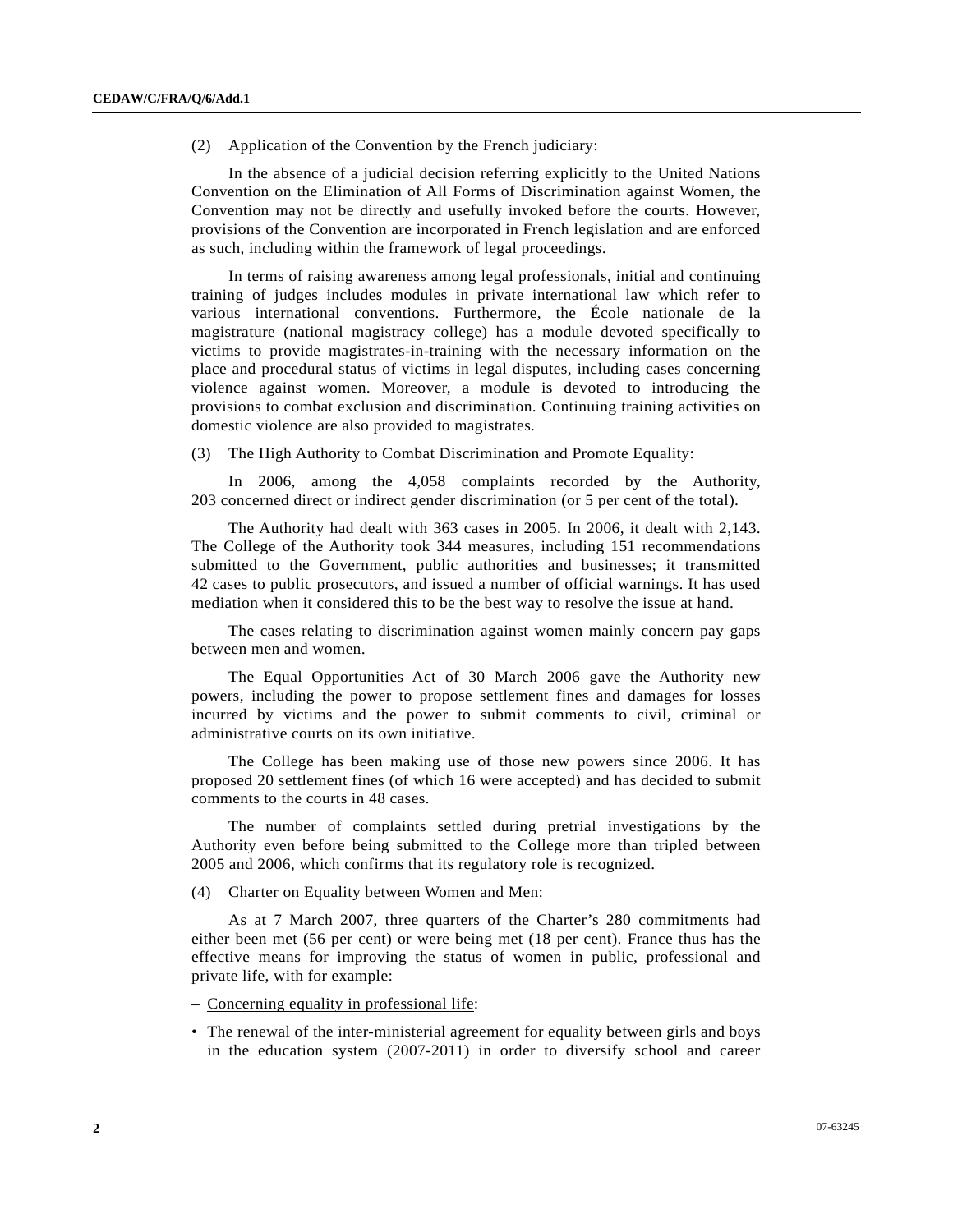(2) Application of the Convention by the French judiciary:

In the absence of a judicial decision referring explicitly to the United Nations Convention on the Elimination of All Forms of Discrimination against Women, the Convention may not be directly and usefully invoked before the courts. However, provisions of the Convention are incorporated in French legislation and are enforced as such, including within the framework of legal proceedings.

In terms of raising awareness among legal professionals, initial and continuing training of judges includes modules in private international law which refer to various international conventions. Furthermore, the École nationale de la magistrature (national magistracy college) has a module devoted specifically to victims to provide magistrates-in-training with the necessary information on the place and procedural status of victims in legal disputes, including cases concerning violence against women. Moreover, a module is devoted to introducing the provisions to combat exclusion and discrimination. Continuing training activities on domestic violence are also provided to magistrates.

(3) The High Authority to Combat Discrimination and Promote Equality:

In 2006, among the 4,058 complaints recorded by the Authority, 203 concerned direct or indirect gender discrimination (or 5 per cent of the total).

The Authority had dealt with 363 cases in 2005. In 2006, it dealt with 2,143. The College of the Authority took 344 measures, including 151 recommendations submitted to the Government, public authorities and businesses; it transmitted 42 cases to public prosecutors, and issued a number of official warnings. It has used mediation when it considered this to be the best way to resolve the issue at hand.

The cases relating to discrimination against women mainly concern pay gaps between men and women.

The Equal Opportunities Act of 30 March 2006 gave the Authority new powers, including the power to propose settlement fines and damages for losses incurred by victims and the power to submit comments to civil, criminal or administrative courts on its own initiative.

The College has been making use of those new powers since 2006. It has proposed 20 settlement fines (of which 16 were accepted) and has decided to submit comments to the courts in 48 cases.

The number of complaints settled during pretrial investigations by the Authority even before being submitted to the College more than tripled between 2005 and 2006, which confirms that its regulatory role is recognized.

(4) Charter on Equality between Women and Men:

As at 7 March 2007, three quarters of the Charter's 280 commitments had either been met (56 per cent) or were being met (18 per cent). France thus has the effective means for improving the status of women in public, professional and private life, with for example:

– Concerning equality in professional life:

• The renewal of the inter-ministerial agreement for equality between girls and boys in the education system (2007-2011) in order to diversify school and career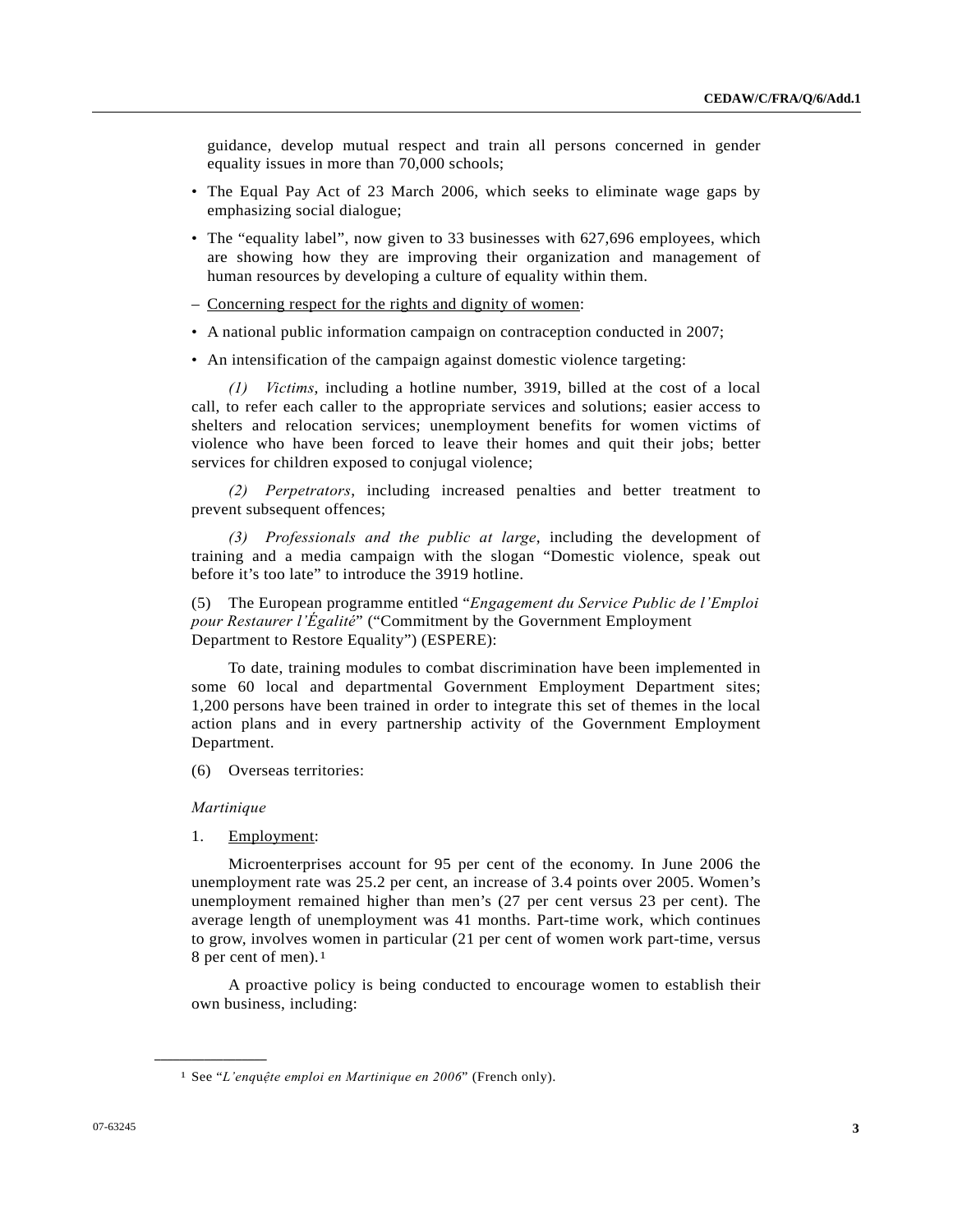guidance, develop mutual respect and train all persons concerned in gender equality issues in more than 70,000 schools;

- The Equal Pay Act of 23 March 2006, which seeks to eliminate wage gaps by emphasizing social dialogue;
- The "equality label", now given to 33 businesses with 627,696 employees, which are showing how they are improving their organization and management of human resources by developing a culture of equality within them.

– Concerning respect for the rights and dignity of women:

- A national public information campaign on contraception conducted in 2007;
- An intensification of the campaign against domestic violence targeting:

*(1) Victims*, including a hotline number, 3919, billed at the cost of a local call, to refer each caller to the appropriate services and solutions; easier access to shelters and relocation services; unemployment benefits for women victims of violence who have been forced to leave their homes and quit their jobs; better services for children exposed to conjugal violence;

*(2) Perpetrators*, including increased penalties and better treatment to prevent subsequent offences;

*(3) Professionals and the public at large*, including the development of training and a media campaign with the slogan "Domestic violence, speak out before it's too late" to introduce the 3919 hotline.

(5) The European programme entitled "*Engagement du Service Public de l'Emploi pour Restaurer l'Égalité*" ("Commitment by the Government Employment Department to Restore Equality") (ESPERE):

To date, training modules to combat discrimination have been implemented in some 60 local and departmental Government Employment Department sites; 1,200 persons have been trained in order to integrate this set of themes in the local action plans and in every partnership activity of the Government Employment Department.

(6) Overseas territories:

*Martinique*

1. Employment:

Microenterprises account for 95 per cent of the economy. In June 2006 the unemployment rate was 25.2 per cent, an increase of 3.4 points over 2005. Women's unemployment remained higher than men's (27 per cent versus 23 per cent). The average length of unemployment was 41 months. Part-time work, which continues to grow, involves women in particular (21 per cent of women work part-time, versus 8 per cent of men).[1]

A proactive policy is being conducted to encourage women to establish their own business, including:

[1] See "*L'enquête emploi en Martinique en 2006*" (French only).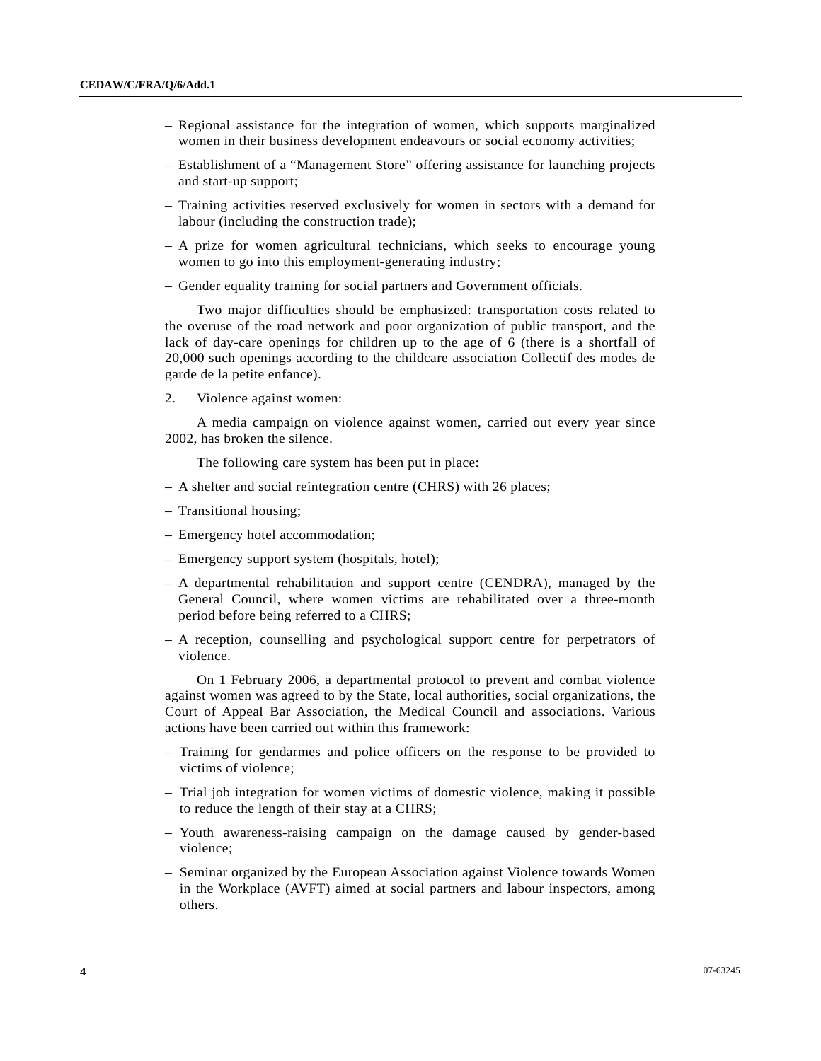– Regional assistance for the integration of women, which supports marginalized women in their business development endeavours or social economy activities;

– Establishment of a "Management Store" offering assistance for launching projects and start-up support;

– Training activities reserved exclusively for women in sectors with a demand for labour (including the construction trade);

– A prize for women agricultural technicians, which seeks to encourage young women to go into this employment-generating industry;

– Gender equality training for social partners and Government officials.

Two major difficulties should be emphasized: transportation costs related to the overuse of the road network and poor organization of public transport, and the lack of day-care openings for children up to the age of 6 (there is a shortfall of 20,000 such openings according to the childcare association Collectif des modes de garde de la petite enfance).

2. Violence against women:

A media campaign on violence against women, carried out every year since 2002, has broken the silence.

The following care system has been put in place:

– A shelter and social reintegration centre (CHRS) with 26 places;

– Transitional housing;

– Emergency hotel accommodation;

– Emergency support system (hospitals, hotel);

– A departmental rehabilitation and support centre (CENDRA), managed by the General Council, where women victims are rehabilitated over a three-month period before being referred to a CHRS;

– A reception, counselling and psychological support centre for perpetrators of violence.

On 1 February 2006, a departmental protocol to prevent and combat violence against women was agreed to by the State, local authorities, social organizations, the Court of Appeal Bar Association, the Medical Council and associations. Various actions have been carried out within this framework:

– Training for gendarmes and police officers on the response to be provided to victims of violence;

– Trial job integration for women victims of domestic violence, making it possible to reduce the length of their stay at a CHRS;

– Youth awareness-raising campaign on the damage caused by gender-based violence;

– Seminar organized by the European Association against Violence towards Women in the Workplace (AVFT) aimed at social partners and labour inspectors, among others.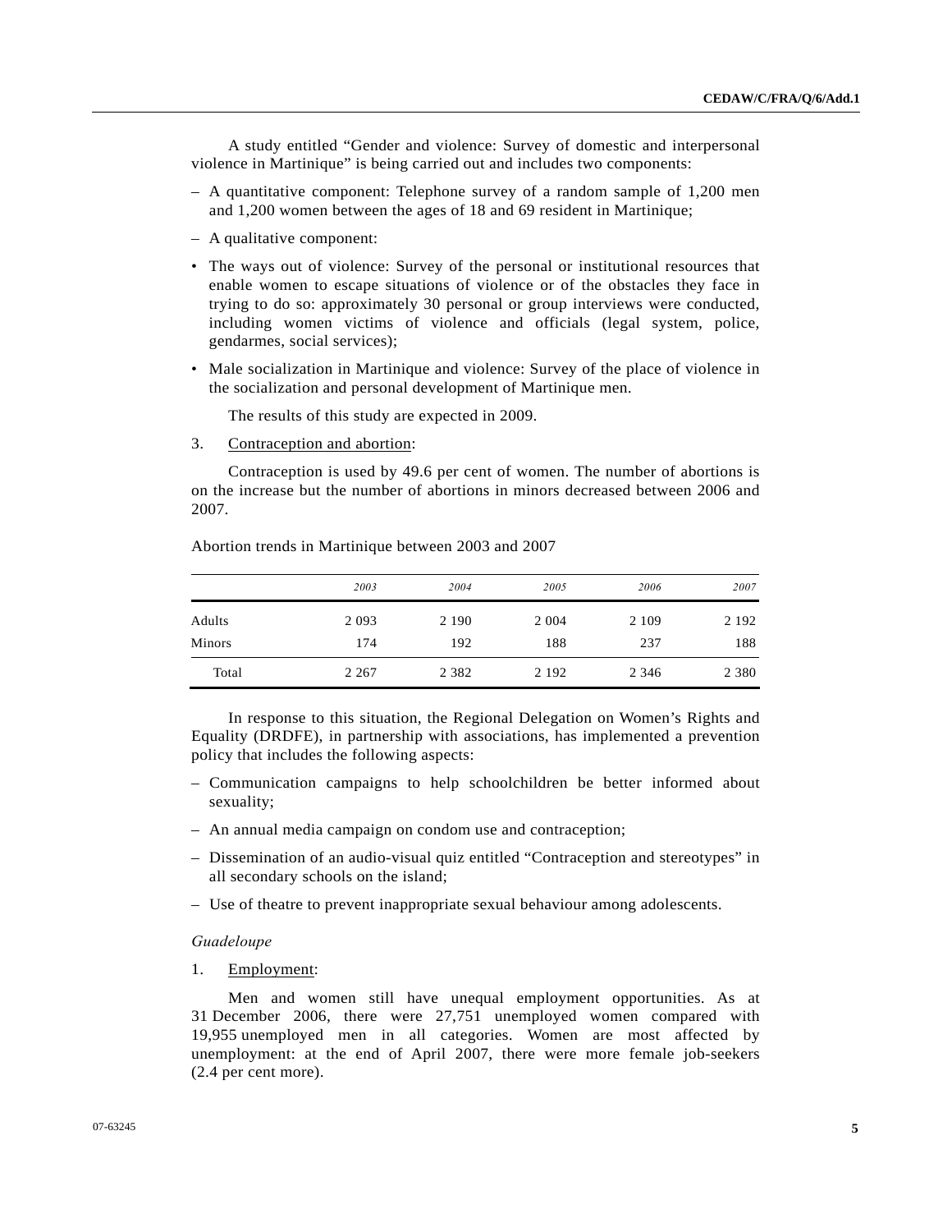A study entitled "Gender and violence: Survey of domestic and interpersonal violence in Martinique" is being carried out and includes two components:

– A quantitative component: Telephone survey of a random sample of 1,200 men and 1,200 women between the ages of 18 and 69 resident in Martinique;

– A qualitative component:

• The ways out of violence: Survey of the personal or institutional resources that enable women to escape situations of violence or of the obstacles they face in trying to do so: approximately 30 personal or group interviews were conducted, including women victims of violence and officials (legal system, police, gendarmes, social services);

• Male socialization in Martinique and violence: Survey of the place of violence in the socialization and personal development of Martinique men.

The results of this study are expected in 2009.

3. Contraception and abortion:

Contraception is used by 49.6 per cent of women. The number of abortions is on the increase but the number of abortions in minors decreased between 2006 and 2007.

Abortion trends in Martinique between 2003 and 2007

| | *2003* | *2004* | *2005* | *2006* | *2007* |
|---|---|---|---|---|---|
| Adults | 2 093 | 2 190 | 2 004 | 2 109 | 2 192 |
| Minors | 174 | 192 | 188 | 237 | 188 |
| Total | 2 267 | 2 382 | 2 192 | 2 346 | 2 380 |

In response to this situation, the Regional Delegation on Women's Rights and Equality (DRDFE), in partnership with associations, has implemented a prevention policy that includes the following aspects:

– Communication campaigns to help schoolchildren be better informed about sexuality;

– An annual media campaign on condom use and contraception;

– Dissemination of an audio-visual quiz entitled "Contraception and stereotypes" in all secondary schools on the island;

– Use of theatre to prevent inappropriate sexual behaviour among adolescents.

*Guadeloupe*

1. Employment:

Men and women still have unequal employment opportunities. As at 31 December 2006, there were 27,751 unemployed women compared with 19,955 unemployed men in all categories. Women are most affected by unemployment: at the end of April 2007, there were more female job-seekers (2.4 per cent more).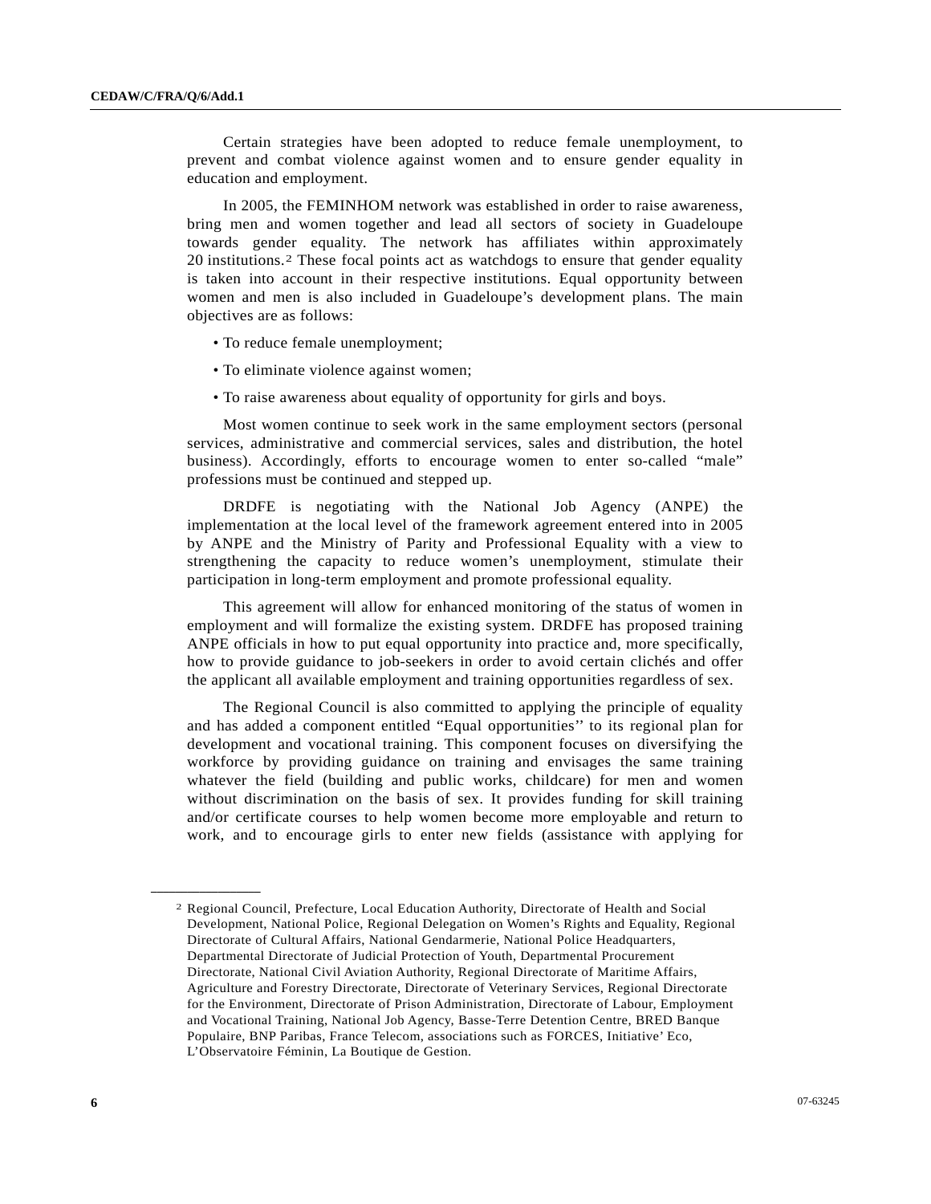Certain strategies have been adopted to reduce female unemployment, to prevent and combat violence against women and to ensure gender equality in education and employment.

In 2005, the FEMINHOM network was established in order to raise awareness, bring men and women together and lead all sectors of society in Guadeloupe towards gender equality. The network has affiliates within approximately 20 institutions.[2] These focal points act as watchdogs to ensure that gender equality is taken into account in their respective institutions. Equal opportunity between women and men is also included in Guadeloupe's development plans. The main objectives are as follows:

- To reduce female unemployment;
- To eliminate violence against women;
- To raise awareness about equality of opportunity for girls and boys.

Most women continue to seek work in the same employment sectors (personal services, administrative and commercial services, sales and distribution, the hotel business). Accordingly, efforts to encourage women to enter so-called "male" professions must be continued and stepped up.

DRDFE is negotiating with the National Job Agency (ANPE) the implementation at the local level of the framework agreement entered into in 2005 by ANPE and the Ministry of Parity and Professional Equality with a view to strengthening the capacity to reduce women's unemployment, stimulate their participation in long-term employment and promote professional equality.

This agreement will allow for enhanced monitoring of the status of women in employment and will formalize the existing system. DRDFE has proposed training ANPE officials in how to put equal opportunity into practice and, more specifically, how to provide guidance to job-seekers in order to avoid certain clichés and offer the applicant all available employment and training opportunities regardless of sex.

The Regional Council is also committed to applying the principle of equality and has added a component entitled "Equal opportunities" to its regional plan for development and vocational training. This component focuses on diversifying the workforce by providing guidance on training and envisages the same training whatever the field (building and public works, childcare) for men and women without discrimination on the basis of sex. It provides funding for skill training and/or certificate courses to help women become more employable and return to work, and to encourage girls to enter new fields (assistance with applying for

---

[2] Regional Council, Prefecture, Local Education Authority, Directorate of Health and Social Development, National Police, Regional Delegation on Women's Rights and Equality, Regional Directorate of Cultural Affairs, National Gendarmerie, National Police Headquarters, Departmental Directorate of Judicial Protection of Youth, Departmental Procurement Directorate, National Civil Aviation Authority, Regional Directorate of Maritime Affairs, Agriculture and Forestry Directorate, Directorate of Veterinary Services, Regional Directorate for the Environment, Directorate of Prison Administration, Directorate of Labour, Employment and Vocational Training, National Job Agency, Basse-Terre Detention Centre, BRED Banque Populaire, BNP Paribas, France Telecom, associations such as FORCES, Initiative' Eco, L'Observatoire Féminin, La Boutique de Gestion.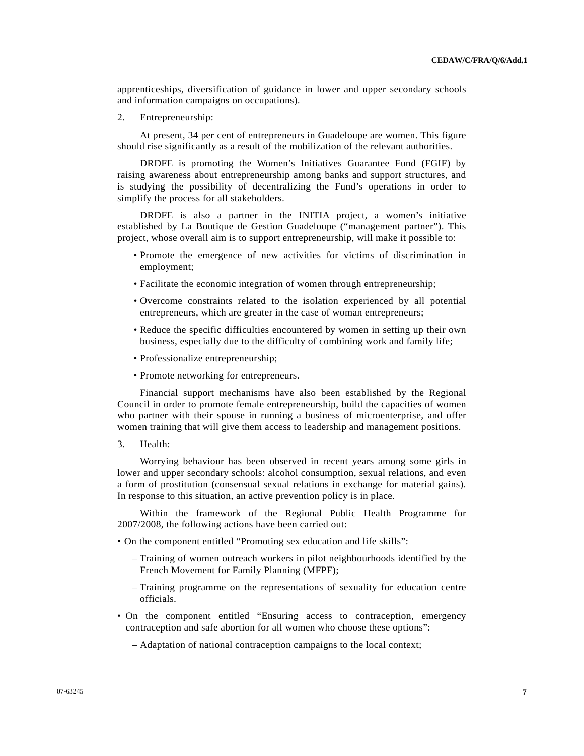apprenticeships, diversification of guidance in lower and upper secondary schools and information campaigns on occupations).

2. Entrepreneurship:

At present, 34 per cent of entrepreneurs in Guadeloupe are women. This figure should rise significantly as a result of the mobilization of the relevant authorities.

DRDFE is promoting the Women's Initiatives Guarantee Fund (FGIF) by raising awareness about entrepreneurship among banks and support structures, and is studying the possibility of decentralizing the Fund's operations in order to simplify the process for all stakeholders.

DRDFE is also a partner in the INITIA project, a women's initiative established by La Boutique de Gestion Guadeloupe ("management partner"). This project, whose overall aim is to support entrepreneurship, will make it possible to:

- Promote the emergence of new activities for victims of discrimination in employment;
- Facilitate the economic integration of women through entrepreneurship;
- Overcome constraints related to the isolation experienced by all potential entrepreneurs, which are greater in the case of woman entrepreneurs;
- Reduce the specific difficulties encountered by women in setting up their own business, especially due to the difficulty of combining work and family life;
- Professionalize entrepreneurship;
- Promote networking for entrepreneurs.

Financial support mechanisms have also been established by the Regional Council in order to promote female entrepreneurship, build the capacities of women who partner with their spouse in running a business of microenterprise, and offer women training that will give them access to leadership and management positions.

3. Health:

Worrying behaviour has been observed in recent years among some girls in lower and upper secondary schools: alcohol consumption, sexual relations, and even a form of prostitution (consensual sexual relations in exchange for material gains). In response to this situation, an active prevention policy is in place.

Within the framework of the Regional Public Health Programme for 2007/2008, the following actions have been carried out:

- On the component entitled "Promoting sex education and life skills":
  - Training of women outreach workers in pilot neighbourhoods identified by the French Movement for Family Planning (MFPF);
  - Training programme on the representations of sexuality for education centre officials.
- On the component entitled "Ensuring access to contraception, emergency contraception and safe abortion for all women who choose these options":
  - Adaptation of national contraception campaigns to the local context;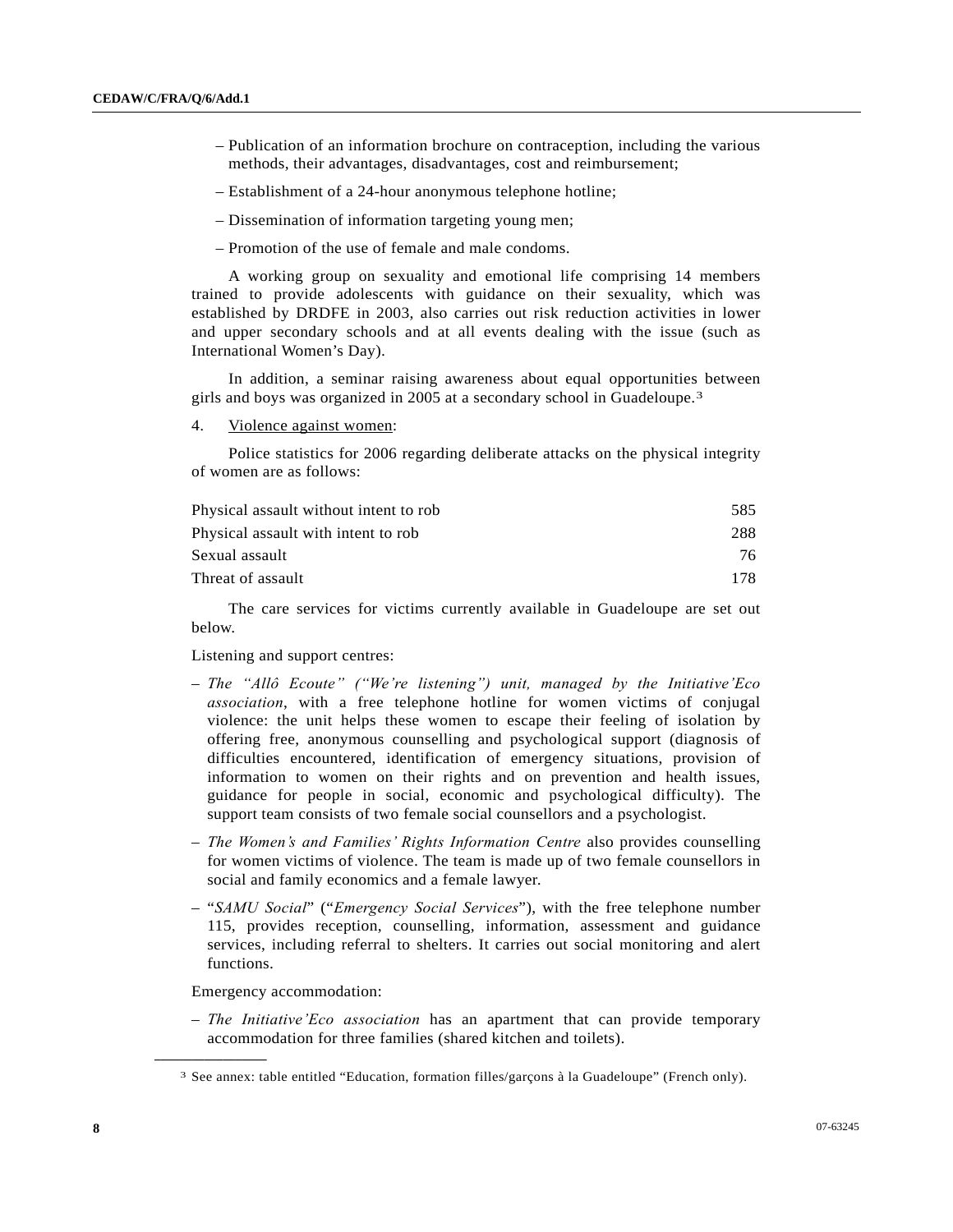– Publication of an information brochure on contraception, including the various methods, their advantages, disadvantages, cost and reimbursement;

– Establishment of a 24-hour anonymous telephone hotline;

– Dissemination of information targeting young men;

– Promotion of the use of female and male condoms.

A working group on sexuality and emotional life comprising 14 members trained to provide adolescents with guidance on their sexuality, which was established by DRDFE in 2003, also carries out risk reduction activities in lower and upper secondary schools and at all events dealing with the issue (such as International Women's Day).

In addition, a seminar raising awareness about equal opportunities between girls and boys was organized in 2005 at a secondary school in Guadeloupe.[3]

4. Violence against women:

Police statistics for 2006 regarding deliberate attacks on the physical integrity of women are as follows:

| | |
|---|---|
| Physical assault without intent to rob | 585 |
| Physical assault with intent to rob | 288 |
| Sexual assault | 76 |
| Threat of assault | 178 |

The care services for victims currently available in Guadeloupe are set out below.

Listening and support centres:

– *The "Allô Ecoute" ("We're listening") unit, managed by the Initiative'Eco association*, with a free telephone hotline for women victims of conjugal violence: the unit helps these women to escape their feeling of isolation by offering free, anonymous counselling and psychological support (diagnosis of difficulties encountered, identification of emergency situations, provision of information to women on their rights and on prevention and health issues, guidance for people in social, economic and psychological difficulty). The support team consists of two female social counsellors and a psychologist.

– *The Women's and Families' Rights Information Centre* also provides counselling for women victims of violence. The team is made up of two female counsellors in social and family economics and a female lawyer.

– "*SAMU Social*" ("*Emergency Social Services*"), with the free telephone number 115, provides reception, counselling, information, assessment and guidance services, including referral to shelters. It carries out social monitoring and alert functions.

Emergency accommodation:

– *The Initiative'Eco association* has an apartment that can provide temporary accommodation for three families (shared kitchen and toilets).

---

[3] See annex: table entitled "Education, formation filles/garçons à la Guadeloupe" (French only).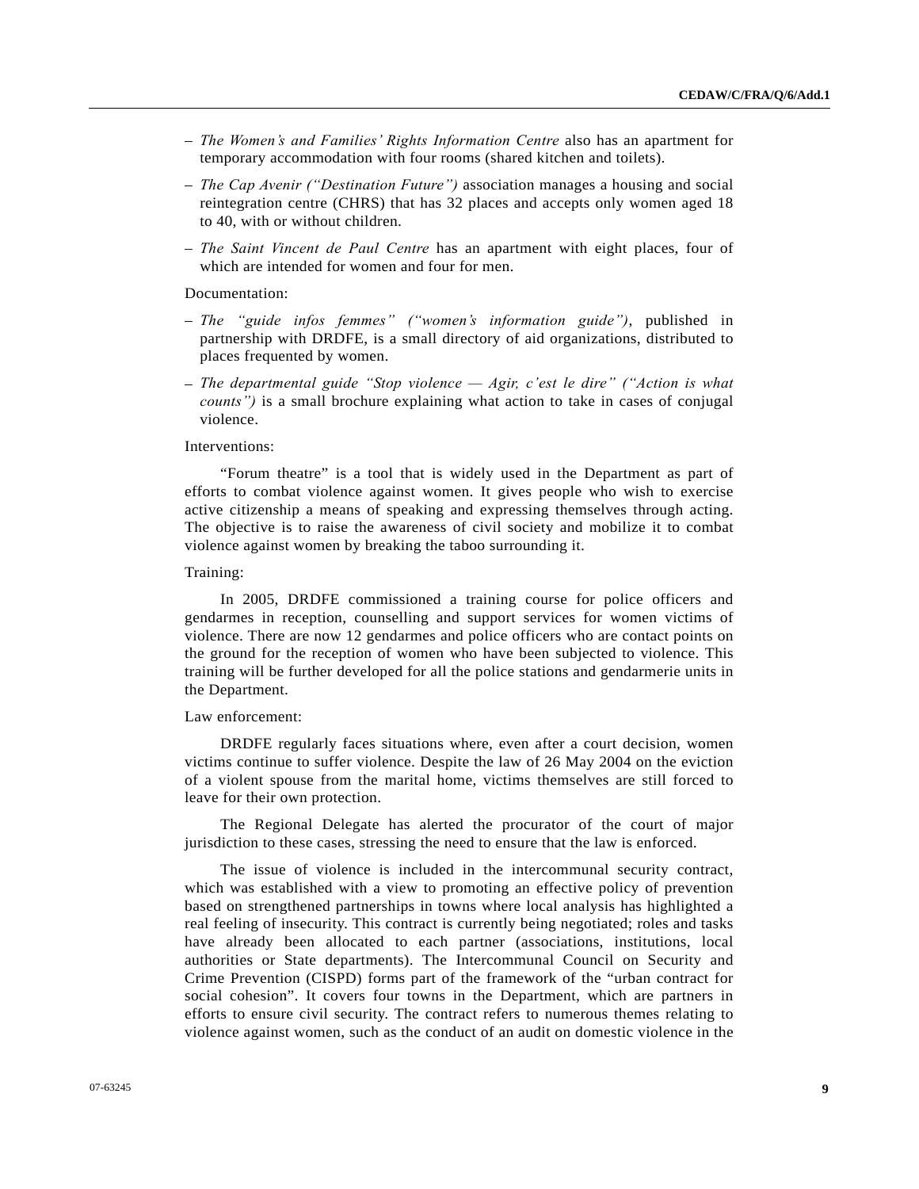- *The Women's and Families' Rights Information Centre* also has an apartment for temporary accommodation with four rooms (shared kitchen and toilets).
- *The Cap Avenir ("Destination Future")* association manages a housing and social reintegration centre (CHRS) that has 32 places and accepts only women aged 18 to 40, with or without children.
- *The Saint Vincent de Paul Centre* has an apartment with eight places, four of which are intended for women and four for men.

Documentation:

- *The "guide infos femmes" ("women's information guide")*, published in partnership with DRDFE, is a small directory of aid organizations, distributed to places frequented by women.
- *The departmental guide "Stop violence — Agir, c'est le dire" ("Action is what counts")* is a small brochure explaining what action to take in cases of conjugal violence.

Interventions:

"Forum theatre" is a tool that is widely used in the Department as part of efforts to combat violence against women. It gives people who wish to exercise active citizenship a means of speaking and expressing themselves through acting. The objective is to raise the awareness of civil society and mobilize it to combat violence against women by breaking the taboo surrounding it.

Training:

In 2005, DRDFE commissioned a training course for police officers and gendarmes in reception, counselling and support services for women victims of violence. There are now 12 gendarmes and police officers who are contact points on the ground for the reception of women who have been subjected to violence. This training will be further developed for all the police stations and gendarmerie units in the Department.

Law enforcement:

DRDFE regularly faces situations where, even after a court decision, women victims continue to suffer violence. Despite the law of 26 May 2004 on the eviction of a violent spouse from the marital home, victims themselves are still forced to leave for their own protection.

The Regional Delegate has alerted the procurator of the court of major jurisdiction to these cases, stressing the need to ensure that the law is enforced.

The issue of violence is included in the intercommunal security contract, which was established with a view to promoting an effective policy of prevention based on strengthened partnerships in towns where local analysis has highlighted a real feeling of insecurity. This contract is currently being negotiated; roles and tasks have already been allocated to each partner (associations, institutions, local authorities or State departments). The Intercommunal Council on Security and Crime Prevention (CISPD) forms part of the framework of the "urban contract for social cohesion". It covers four towns in the Department, which are partners in efforts to ensure civil security. The contract refers to numerous themes relating to violence against women, such as the conduct of an audit on domestic violence in the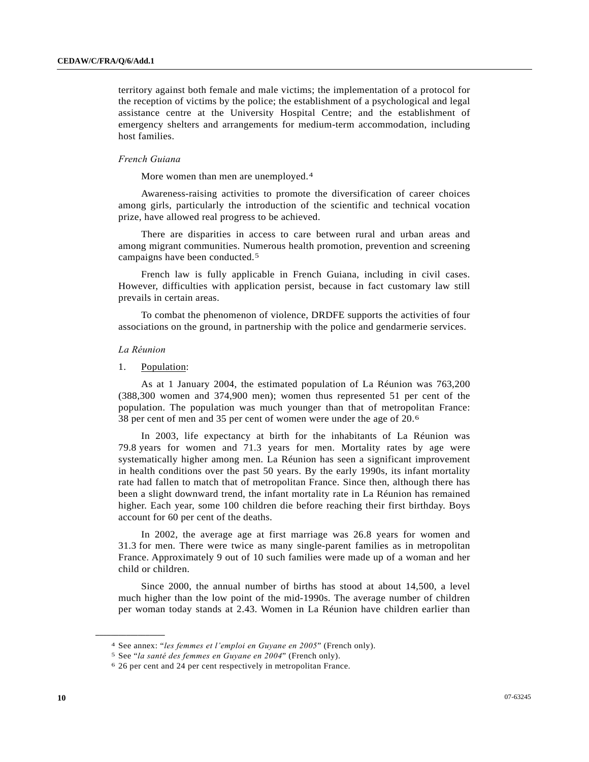territory against both female and male victims; the implementation of a protocol for the reception of victims by the police; the establishment of a psychological and legal assistance centre at the University Hospital Centre; and the establishment of emergency shelters and arrangements for medium-term accommodation, including host families.

*French Guiana*

More women than men are unemployed.[4]

Awareness-raising activities to promote the diversification of career choices among girls, particularly the introduction of the scientific and technical vocation prize, have allowed real progress to be achieved.

There are disparities in access to care between rural and urban areas and among migrant communities. Numerous health promotion, prevention and screening campaigns have been conducted.[5]

French law is fully applicable in French Guiana, including in civil cases. However, difficulties with application persist, because in fact customary law still prevails in certain areas.

To combat the phenomenon of violence, DRDFE supports the activities of four associations on the ground, in partnership with the police and gendarmerie services.

*La Réunion*

1. Population:

As at 1 January 2004, the estimated population of La Réunion was 763,200 (388,300 women and 374,900 men); women thus represented 51 per cent of the population. The population was much younger than that of metropolitan France: 38 per cent of men and 35 per cent of women were under the age of 20.[6]

In 2003, life expectancy at birth for the inhabitants of La Réunion was 79.8 years for women and 71.3 years for men. Mortality rates by age were systematically higher among men. La Réunion has seen a significant improvement in health conditions over the past 50 years. By the early 1990s, its infant mortality rate had fallen to match that of metropolitan France. Since then, although there has been a slight downward trend, the infant mortality rate in La Réunion has remained higher. Each year, some 100 children die before reaching their first birthday. Boys account for 60 per cent of the deaths.

In 2002, the average age at first marriage was 26.8 years for women and 31.3 for men. There were twice as many single-parent families as in metropolitan France. Approximately 9 out of 10 such families were made up of a woman and her child or children.

Since 2000, the annual number of births has stood at about 14,500, a level much higher than the low point of the mid-1990s. The average number of children per woman today stands at 2.43. Women in La Réunion have children earlier than

---

[4] See annex: "*les femmes et l'emploi en Guyane en 2005*" (French only).

[5] See "*la santé des femmes en Guyane en 2004*" (French only).

[6] 26 per cent and 24 per cent respectively in metropolitan France.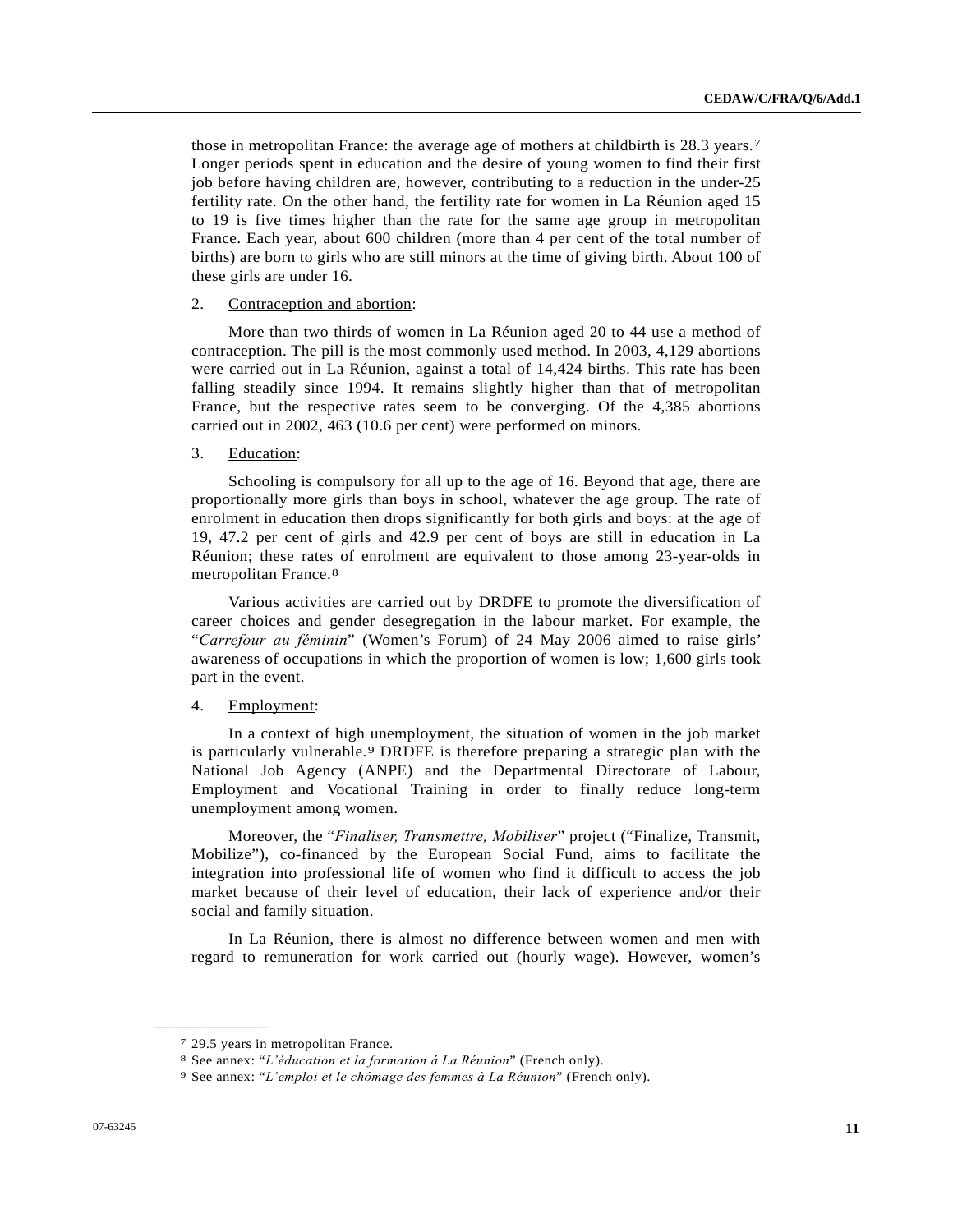those in metropolitan France: the average age of mothers at childbirth is 28.3 years.[7] Longer periods spent in education and the desire of young women to find their first job before having children are, however, contributing to a reduction in the under-25 fertility rate. On the other hand, the fertility rate for women in La Réunion aged 15 to 19 is five times higher than the rate for the same age group in metropolitan France. Each year, about 600 children (more than 4 per cent of the total number of births) are born to girls who are still minors at the time of giving birth. About 100 of these girls are under 16.

2. Contraception and abortion:

More than two thirds of women in La Réunion aged 20 to 44 use a method of contraception. The pill is the most commonly used method. In 2003, 4,129 abortions were carried out in La Réunion, against a total of 14,424 births. This rate has been falling steadily since 1994. It remains slightly higher than that of metropolitan France, but the respective rates seem to be converging. Of the 4,385 abortions carried out in 2002, 463 (10.6 per cent) were performed on minors.

3. Education:

Schooling is compulsory for all up to the age of 16. Beyond that age, there are proportionally more girls than boys in school, whatever the age group. The rate of enrolment in education then drops significantly for both girls and boys: at the age of 19, 47.2 per cent of girls and 42.9 per cent of boys are still in education in La Réunion; these rates of enrolment are equivalent to those among 23-year-olds in metropolitan France.[8]

Various activities are carried out by DRDFE to promote the diversification of career choices and gender desegregation in the labour market. For example, the "*Carrefour au féminin*" (Women's Forum) of 24 May 2006 aimed to raise girls' awareness of occupations in which the proportion of women is low; 1,600 girls took part in the event.

4. Employment:

In a context of high unemployment, the situation of women in the job market is particularly vulnerable.[9] DRDFE is therefore preparing a strategic plan with the National Job Agency (ANPE) and the Departmental Directorate of Labour, Employment and Vocational Training in order to finally reduce long-term unemployment among women.

Moreover, the "*Finaliser, Transmettre, Mobiliser*" project ("Finalize, Transmit, Mobilize"), co-financed by the European Social Fund, aims to facilitate the integration into professional life of women who find it difficult to access the job market because of their level of education, their lack of experience and/or their social and family situation.

In La Réunion, there is almost no difference between women and men with regard to remuneration for work carried out (hourly wage). However, women's

---

[7] 29.5 years in metropolitan France.

[8] See annex: "*L'éducation et la formation á La Réunion*" (French only).

[9] See annex: "*L'emploi et le chômage des femmes à La Réunion*" (French only).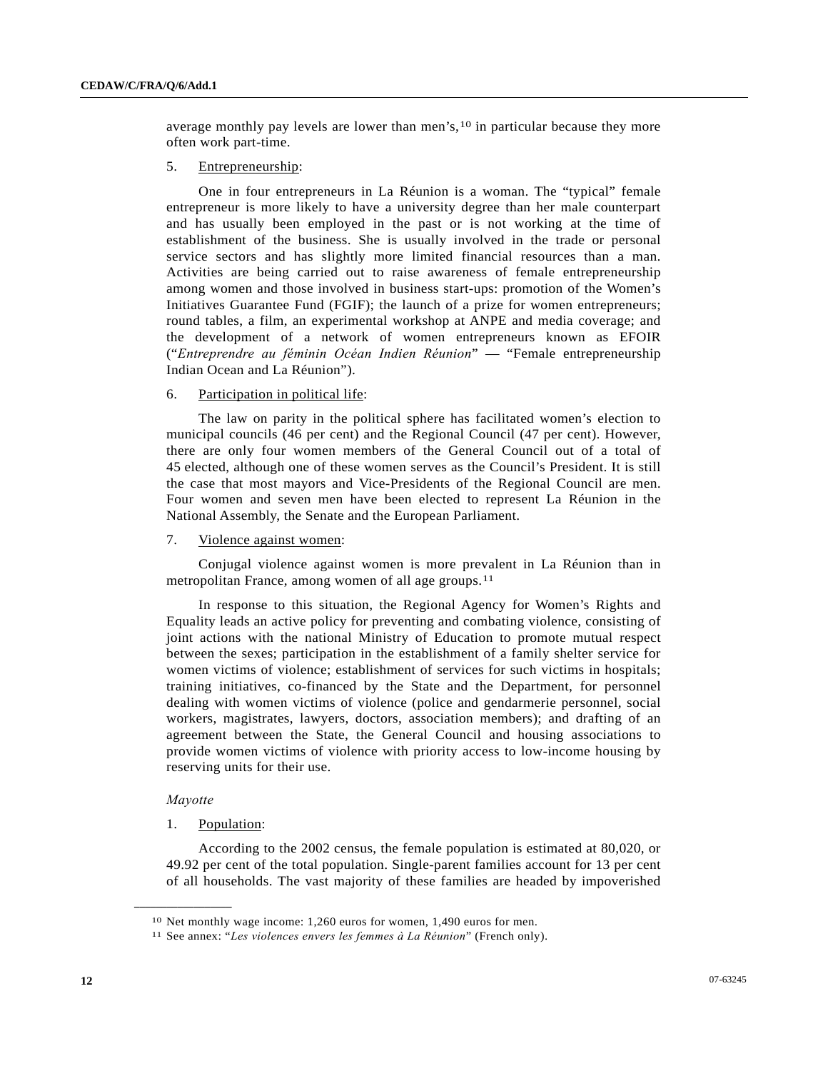average monthly pay levels are lower than men's,[10] in particular because they more often work part-time.

5. Entrepreneurship:

One in four entrepreneurs in La Réunion is a woman. The "typical" female entrepreneur is more likely to have a university degree than her male counterpart and has usually been employed in the past or is not working at the time of establishment of the business. She is usually involved in the trade or personal service sectors and has slightly more limited financial resources than a man. Activities are being carried out to raise awareness of female entrepreneurship among women and those involved in business start-ups: promotion of the Women's Initiatives Guarantee Fund (FGIF); the launch of a prize for women entrepreneurs; round tables, a film, an experimental workshop at ANPE and media coverage; and the development of a network of women entrepreneurs known as EFOIR ("*Entreprendre au féminin Océan Indien Réunion*" — "Female entrepreneurship Indian Ocean and La Réunion").

6. Participation in political life:

The law on parity in the political sphere has facilitated women's election to municipal councils (46 per cent) and the Regional Council (47 per cent). However, there are only four women members of the General Council out of a total of 45 elected, although one of these women serves as the Council's President. It is still the case that most mayors and Vice-Presidents of the Regional Council are men. Four women and seven men have been elected to represent La Réunion in the National Assembly, the Senate and the European Parliament.

7. Violence against women:

Conjugal violence against women is more prevalent in La Réunion than in metropolitan France, among women of all age groups.[11]

In response to this situation, the Regional Agency for Women's Rights and Equality leads an active policy for preventing and combating violence, consisting of joint actions with the national Ministry of Education to promote mutual respect between the sexes; participation in the establishment of a family shelter service for women victims of violence; establishment of services for such victims in hospitals; training initiatives, co-financed by the State and the Department, for personnel dealing with women victims of violence (police and gendarmerie personnel, social workers, magistrates, lawyers, doctors, association members); and drafting of an agreement between the State, the General Council and housing associations to provide women victims of violence with priority access to low-income housing by reserving units for their use.

*Mayotte*

1. Population:

According to the 2002 census, the female population is estimated at 80,020, or 49.92 per cent of the total population. Single-parent families account for 13 per cent of all households. The vast majority of these families are headed by impoverished

---

[10] Net monthly wage income: 1,260 euros for women, 1,490 euros for men.

[11] See annex: "*Les violences envers les femmes à La Réunion*" (French only).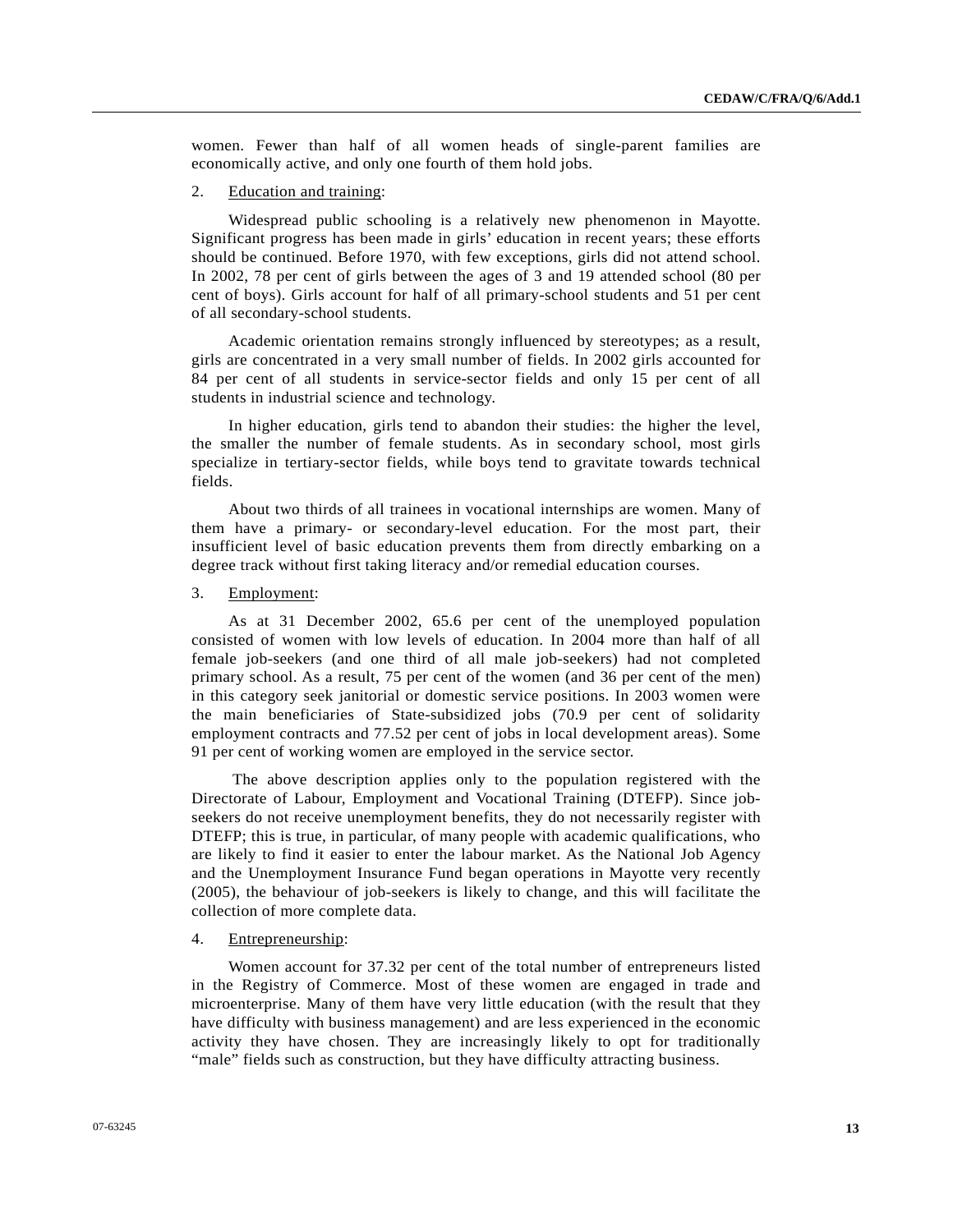women. Fewer than half of all women heads of single-parent families are economically active, and only one fourth of them hold jobs.

2. Education and training:

Widespread public schooling is a relatively new phenomenon in Mayotte. Significant progress has been made in girls' education in recent years; these efforts should be continued. Before 1970, with few exceptions, girls did not attend school. In 2002, 78 per cent of girls between the ages of 3 and 19 attended school (80 per cent of boys). Girls account for half of all primary-school students and 51 per cent of all secondary-school students.

Academic orientation remains strongly influenced by stereotypes; as a result, girls are concentrated in a very small number of fields. In 2002 girls accounted for 84 per cent of all students in service-sector fields and only 15 per cent of all students in industrial science and technology.

In higher education, girls tend to abandon their studies: the higher the level, the smaller the number of female students. As in secondary school, most girls specialize in tertiary-sector fields, while boys tend to gravitate towards technical fields.

About two thirds of all trainees in vocational internships are women. Many of them have a primary- or secondary-level education. For the most part, their insufficient level of basic education prevents them from directly embarking on a degree track without first taking literacy and/or remedial education courses.

3. Employment:

As at 31 December 2002, 65.6 per cent of the unemployed population consisted of women with low levels of education. In 2004 more than half of all female job-seekers (and one third of all male job-seekers) had not completed primary school. As a result, 75 per cent of the women (and 36 per cent of the men) in this category seek janitorial or domestic service positions. In 2003 women were the main beneficiaries of State-subsidized jobs (70.9 per cent of solidarity employment contracts and 77.52 per cent of jobs in local development areas). Some 91 per cent of working women are employed in the service sector.

The above description applies only to the population registered with the Directorate of Labour, Employment and Vocational Training (DTEFP). Since job-seekers do not receive unemployment benefits, they do not necessarily register with DTEFP; this is true, in particular, of many people with academic qualifications, who are likely to find it easier to enter the labour market. As the National Job Agency and the Unemployment Insurance Fund began operations in Mayotte very recently (2005), the behaviour of job-seekers is likely to change, and this will facilitate the collection of more complete data.

4. Entrepreneurship:

Women account for 37.32 per cent of the total number of entrepreneurs listed in the Registry of Commerce. Most of these women are engaged in trade and microenterprise. Many of them have very little education (with the result that they have difficulty with business management) and are less experienced in the economic activity they have chosen. They are increasingly likely to opt for traditionally "male" fields such as construction, but they have difficulty attracting business.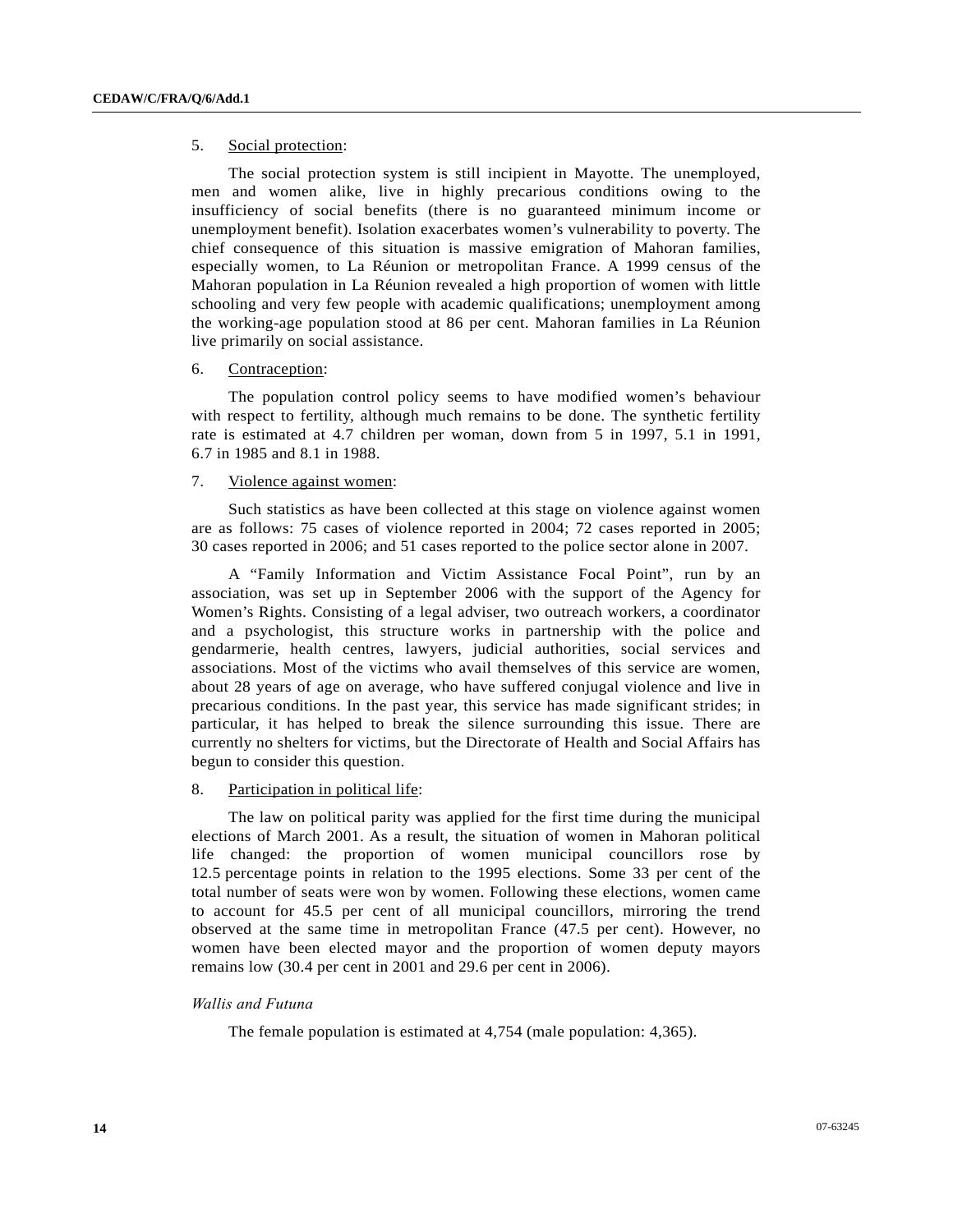5. Social protection:

The social protection system is still incipient in Mayotte. The unemployed, men and women alike, live in highly precarious conditions owing to the insufficiency of social benefits (there is no guaranteed minimum income or unemployment benefit). Isolation exacerbates women's vulnerability to poverty. The chief consequence of this situation is massive emigration of Mahoran families, especially women, to La Réunion or metropolitan France. A 1999 census of the Mahoran population in La Réunion revealed a high proportion of women with little schooling and very few people with academic qualifications; unemployment among the working-age population stood at 86 per cent. Mahoran families in La Réunion live primarily on social assistance.

6. Contraception:

The population control policy seems to have modified women's behaviour with respect to fertility, although much remains to be done. The synthetic fertility rate is estimated at 4.7 children per woman, down from 5 in 1997, 5.1 in 1991, 6.7 in 1985 and 8.1 in 1988.

7. Violence against women:

Such statistics as have been collected at this stage on violence against women are as follows: 75 cases of violence reported in 2004; 72 cases reported in 2005; 30 cases reported in 2006; and 51 cases reported to the police sector alone in 2007.

A "Family Information and Victim Assistance Focal Point", run by an association, was set up in September 2006 with the support of the Agency for Women's Rights. Consisting of a legal adviser, two outreach workers, a coordinator and a psychologist, this structure works in partnership with the police and gendarmerie, health centres, lawyers, judicial authorities, social services and associations. Most of the victims who avail themselves of this service are women, about 28 years of age on average, who have suffered conjugal violence and live in precarious conditions. In the past year, this service has made significant strides; in particular, it has helped to break the silence surrounding this issue. There are currently no shelters for victims, but the Directorate of Health and Social Affairs has begun to consider this question.

8. Participation in political life:

The law on political parity was applied for the first time during the municipal elections of March 2001. As a result, the situation of women in Mahoran political life changed: the proportion of women municipal councillors rose by 12.5 percentage points in relation to the 1995 elections. Some 33 per cent of the total number of seats were won by women. Following these elections, women came to account for 45.5 per cent of all municipal councillors, mirroring the trend observed at the same time in metropolitan France (47.5 per cent). However, no women have been elected mayor and the proportion of women deputy mayors remains low (30.4 per cent in 2001 and 29.6 per cent in 2006).

*Wallis and Futuna*

The female population is estimated at 4,754 (male population: 4,365).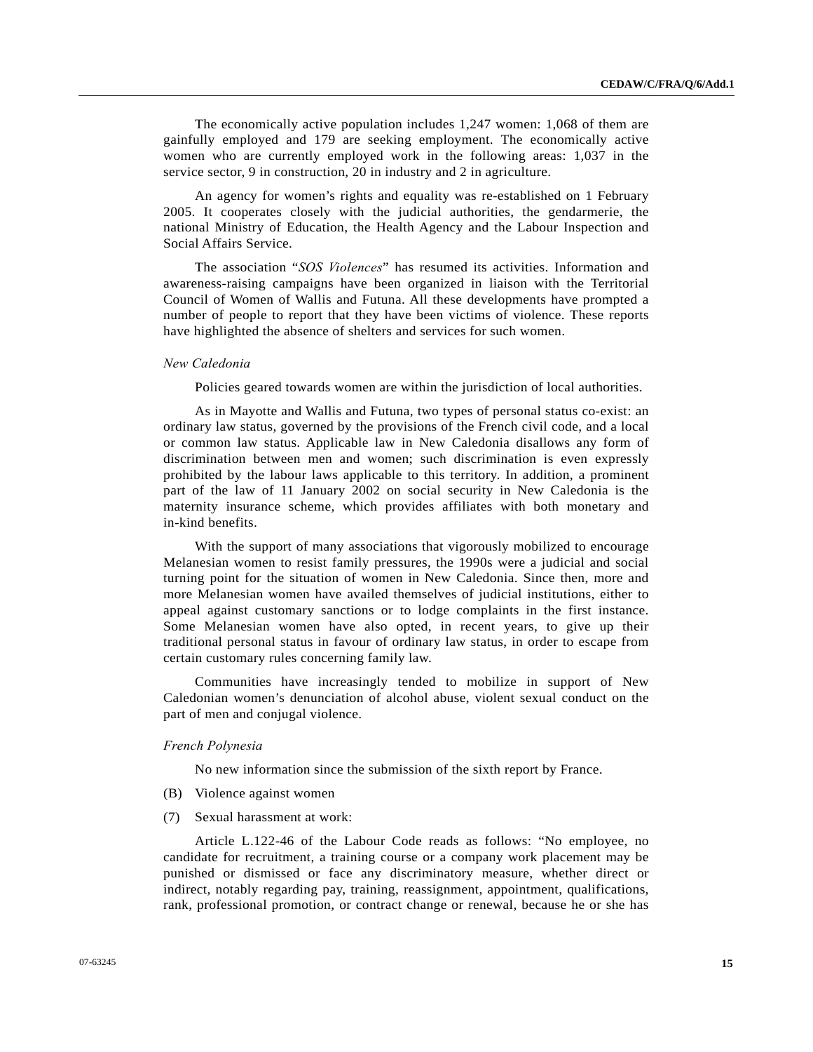The economically active population includes 1,247 women: 1,068 of them are gainfully employed and 179 are seeking employment. The economically active women who are currently employed work in the following areas: 1,037 in the service sector, 9 in construction, 20 in industry and 2 in agriculture.

An agency for women's rights and equality was re-established on 1 February 2005. It cooperates closely with the judicial authorities, the gendarmerie, the national Ministry of Education, the Health Agency and the Labour Inspection and Social Affairs Service.

The association "*SOS Violences*" has resumed its activities. Information and awareness-raising campaigns have been organized in liaison with the Territorial Council of Women of Wallis and Futuna. All these developments have prompted a number of people to report that they have been victims of violence. These reports have highlighted the absence of shelters and services for such women.

*New Caledonia*

Policies geared towards women are within the jurisdiction of local authorities.

As in Mayotte and Wallis and Futuna, two types of personal status co-exist: an ordinary law status, governed by the provisions of the French civil code, and a local or common law status. Applicable law in New Caledonia disallows any form of discrimination between men and women; such discrimination is even expressly prohibited by the labour laws applicable to this territory. In addition, a prominent part of the law of 11 January 2002 on social security in New Caledonia is the maternity insurance scheme, which provides affiliates with both monetary and in-kind benefits.

With the support of many associations that vigorously mobilized to encourage Melanesian women to resist family pressures, the 1990s were a judicial and social turning point for the situation of women in New Caledonia. Since then, more and more Melanesian women have availed themselves of judicial institutions, either to appeal against customary sanctions or to lodge complaints in the first instance. Some Melanesian women have also opted, in recent years, to give up their traditional personal status in favour of ordinary law status, in order to escape from certain customary rules concerning family law.

Communities have increasingly tended to mobilize in support of New Caledonian women's denunciation of alcohol abuse, violent sexual conduct on the part of men and conjugal violence.

*French Polynesia*

No new information since the submission of the sixth report by France.

(B) Violence against women

(7) Sexual harassment at work:

Article L.122-46 of the Labour Code reads as follows: "No employee, no candidate for recruitment, a training course or a company work placement may be punished or dismissed or face any discriminatory measure, whether direct or indirect, notably regarding pay, training, reassignment, appointment, qualifications, rank, professional promotion, or contract change or renewal, because he or she has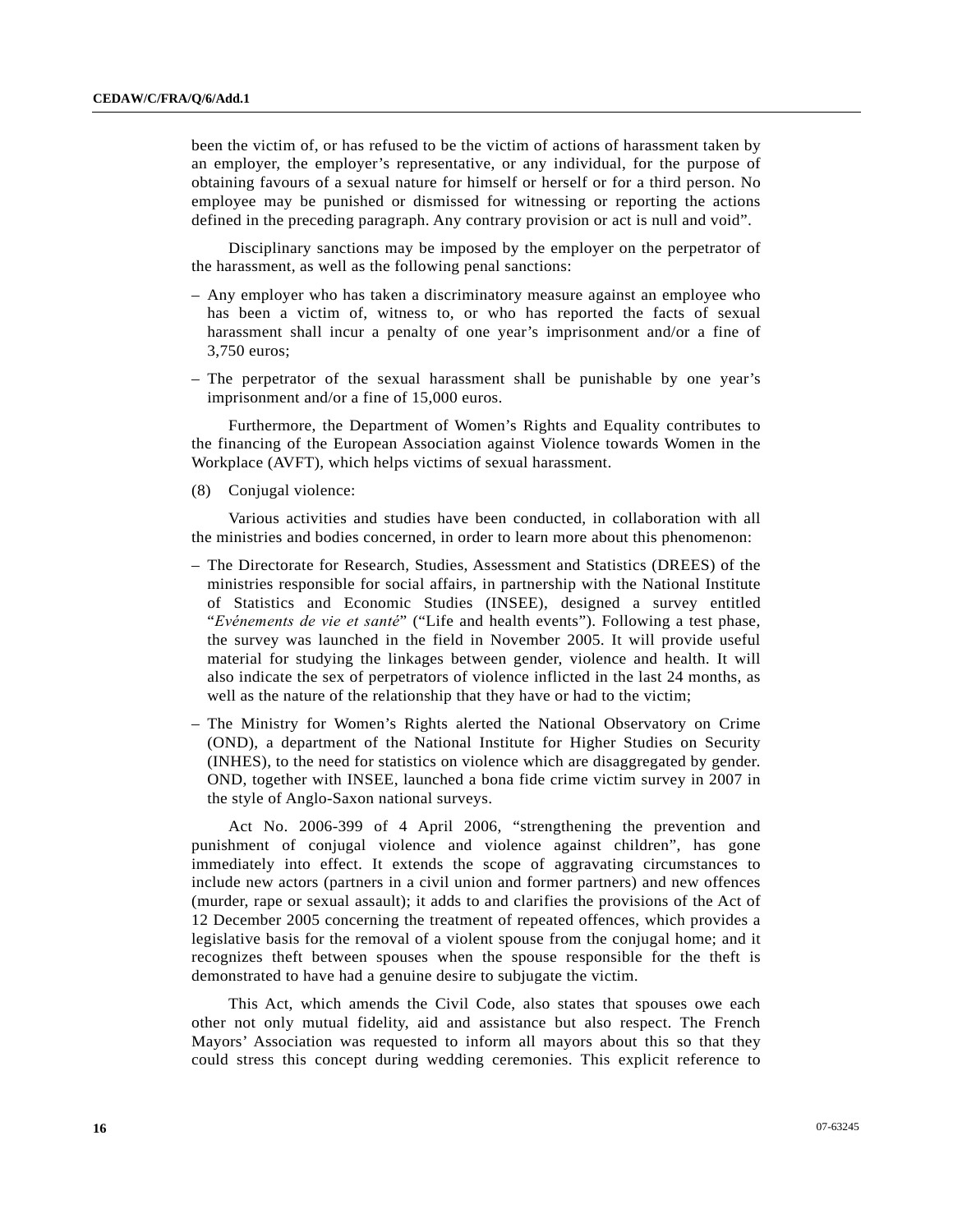been the victim of, or has refused to be the victim of actions of harassment taken by an employer, the employer's representative, or any individual, for the purpose of obtaining favours of a sexual nature for himself or herself or for a third person. No employee may be punished or dismissed for witnessing or reporting the actions defined in the preceding paragraph. Any contrary provision or act is null and void".

Disciplinary sanctions may be imposed by the employer on the perpetrator of the harassment, as well as the following penal sanctions:

– Any employer who has taken a discriminatory measure against an employee who has been a victim of, witness to, or who has reported the facts of sexual harassment shall incur a penalty of one year's imprisonment and/or a fine of 3,750 euros;

– The perpetrator of the sexual harassment shall be punishable by one year's imprisonment and/or a fine of 15,000 euros.

Furthermore, the Department of Women's Rights and Equality contributes to the financing of the European Association against Violence towards Women in the Workplace (AVFT), which helps victims of sexual harassment.

(8) Conjugal violence:

Various activities and studies have been conducted, in collaboration with all the ministries and bodies concerned, in order to learn more about this phenomenon:

– The Directorate for Research, Studies, Assessment and Statistics (DREES) of the ministries responsible for social affairs, in partnership with the National Institute of Statistics and Economic Studies (INSEE), designed a survey entitled "*Evénements de vie et santé*" ("Life and health events"). Following a test phase, the survey was launched in the field in November 2005. It will provide useful material for studying the linkages between gender, violence and health. It will also indicate the sex of perpetrators of violence inflicted in the last 24 months, as well as the nature of the relationship that they have or had to the victim;

– The Ministry for Women's Rights alerted the National Observatory on Crime (OND), a department of the National Institute for Higher Studies on Security (INHES), to the need for statistics on violence which are disaggregated by gender. OND, together with INSEE, launched a bona fide crime victim survey in 2007 in the style of Anglo-Saxon national surveys.

Act No. 2006-399 of 4 April 2006, "strengthening the prevention and punishment of conjugal violence and violence against children", has gone immediately into effect. It extends the scope of aggravating circumstances to include new actors (partners in a civil union and former partners) and new offences (murder, rape or sexual assault); it adds to and clarifies the provisions of the Act of 12 December 2005 concerning the treatment of repeated offences, which provides a legislative basis for the removal of a violent spouse from the conjugal home; and it recognizes theft between spouses when the spouse responsible for the theft is demonstrated to have had a genuine desire to subjugate the victim.

This Act, which amends the Civil Code, also states that spouses owe each other not only mutual fidelity, aid and assistance but also respect. The French Mayors' Association was requested to inform all mayors about this so that they could stress this concept during wedding ceremonies. This explicit reference to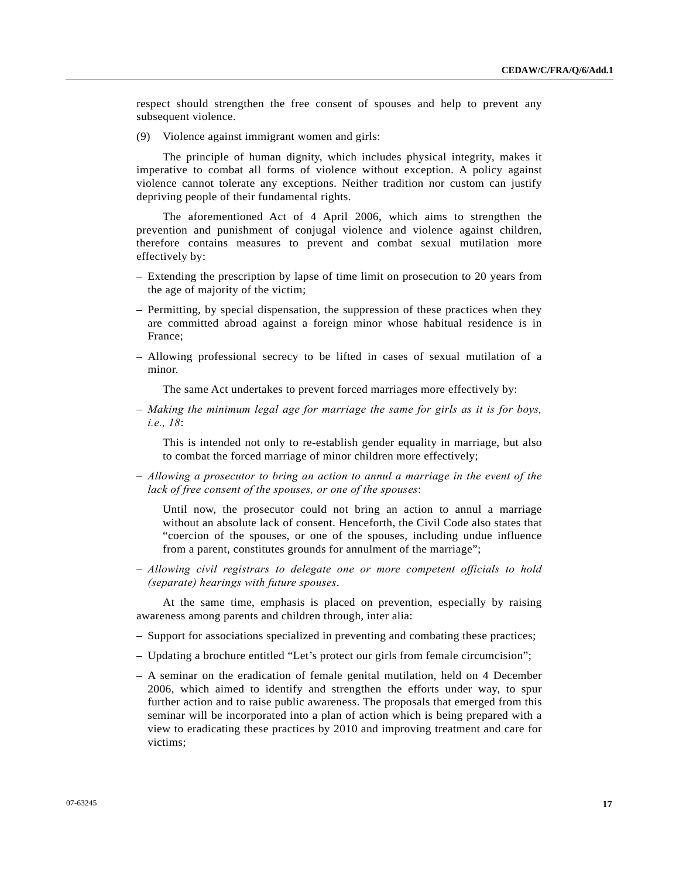respect should strengthen the free consent of spouses and help to prevent any subsequent violence.

(9) Violence against immigrant women and girls:

The principle of human dignity, which includes physical integrity, makes it imperative to combat all forms of violence without exception. A policy against violence cannot tolerate any exceptions. Neither tradition nor custom can justify depriving people of their fundamental rights.

The aforementioned Act of 4 April 2006, which aims to strengthen the prevention and punishment of conjugal violence and violence against children, therefore contains measures to prevent and combat sexual mutilation more effectively by:

– Extending the prescription by lapse of time limit on prosecution to 20 years from the age of majority of the victim;

– Permitting, by special dispensation, the suppression of these practices when they are committed abroad against a foreign minor whose habitual residence is in France;

– Allowing professional secrecy to be lifted in cases of sexual mutilation of a minor.

The same Act undertakes to prevent forced marriages more effectively by:

– *Making the minimum legal age for marriage the same for girls as it is for boys, i.e., 18*:

  This is intended not only to re-establish gender equality in marriage, but also to combat the forced marriage of minor children more effectively;

– *Allowing a prosecutor to bring an action to annul a marriage in the event of the lack of free consent of the spouses, or one of the spouses*:

  Until now, the prosecutor could not bring an action to annul a marriage without an absolute lack of consent. Henceforth, the Civil Code also states that "coercion of the spouses, or one of the spouses, including undue influence from a parent, constitutes grounds for annulment of the marriage";

– *Allowing civil registrars to delegate one or more competent officials to hold (separate) hearings with future spouses*.

At the same time, emphasis is placed on prevention, especially by raising awareness among parents and children through, inter alia:

– Support for associations specialized in preventing and combating these practices;

– Updating a brochure entitled "Let's protect our girls from female circumcision";

– A seminar on the eradication of female genital mutilation, held on 4 December 2006, which aimed to identify and strengthen the efforts under way, to spur further action and to raise public awareness. The proposals that emerged from this seminar will be incorporated into a plan of action which is being prepared with a view to eradicating these practices by 2010 and improving treatment and care for victims;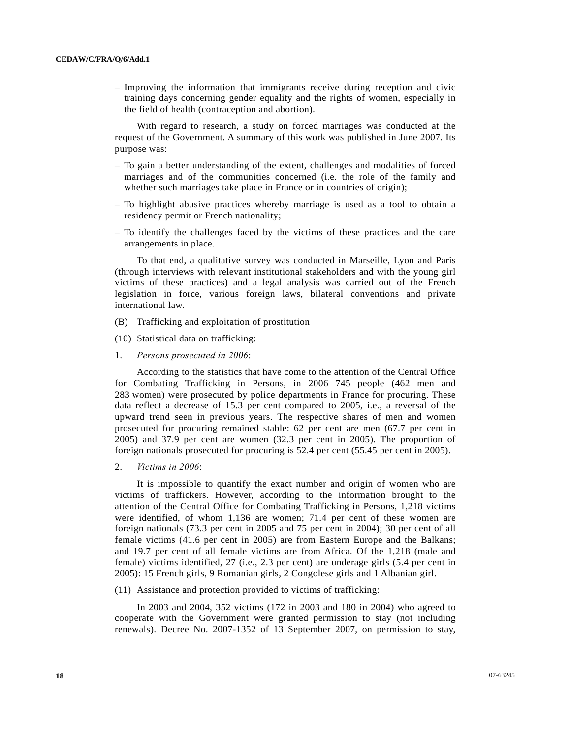– Improving the information that immigrants receive during reception and civic training days concerning gender equality and the rights of women, especially in the field of health (contraception and abortion).

With regard to research, a study on forced marriages was conducted at the request of the Government. A summary of this work was published in June 2007. Its purpose was:

– To gain a better understanding of the extent, challenges and modalities of forced marriages and of the communities concerned (i.e. the role of the family and whether such marriages take place in France or in countries of origin);

– To highlight abusive practices whereby marriage is used as a tool to obtain a residency permit or French nationality;

– To identify the challenges faced by the victims of these practices and the care arrangements in place.

To that end, a qualitative survey was conducted in Marseille, Lyon and Paris (through interviews with relevant institutional stakeholders and with the young girl victims of these practices) and a legal analysis was carried out of the French legislation in force, various foreign laws, bilateral conventions and private international law.

(B) Trafficking and exploitation of prostitution

(10) Statistical data on trafficking:

1. *Persons prosecuted in 2006*:

According to the statistics that have come to the attention of the Central Office for Combating Trafficking in Persons, in 2006 745 people (462 men and 283 women) were prosecuted by police departments in France for procuring. These data reflect a decrease of 15.3 per cent compared to 2005, i.e., a reversal of the upward trend seen in previous years. The respective shares of men and women prosecuted for procuring remained stable: 62 per cent are men (67.7 per cent in 2005) and 37.9 per cent are women (32.3 per cent in 2005). The proportion of foreign nationals prosecuted for procuring is 52.4 per cent (55.45 per cent in 2005).

2. *Victims in 2006*:

It is impossible to quantify the exact number and origin of women who are victims of traffickers. However, according to the information brought to the attention of the Central Office for Combating Trafficking in Persons, 1,218 victims were identified, of whom 1,136 are women; 71.4 per cent of these women are foreign nationals (73.3 per cent in 2005 and 75 per cent in 2004); 30 per cent of all female victims (41.6 per cent in 2005) are from Eastern Europe and the Balkans; and 19.7 per cent of all female victims are from Africa. Of the 1,218 (male and female) victims identified, 27 (i.e., 2.3 per cent) are underage girls (5.4 per cent in 2005): 15 French girls, 9 Romanian girls, 2 Congolese girls and 1 Albanian girl.

(11) Assistance and protection provided to victims of trafficking:

In 2003 and 2004, 352 victims (172 in 2003 and 180 in 2004) who agreed to cooperate with the Government were granted permission to stay (not including renewals). Decree No. 2007-1352 of 13 September 2007, on permission to stay,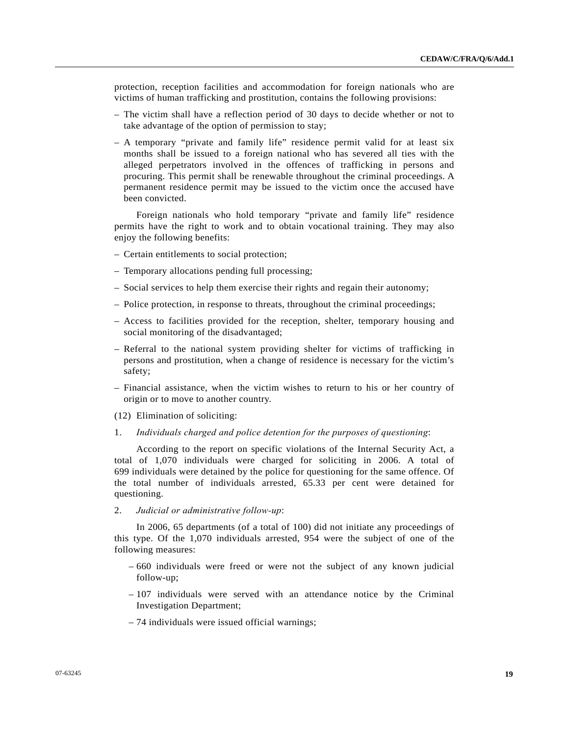protection, reception facilities and accommodation for foreign nationals who are victims of human trafficking and prostitution, contains the following provisions:

– The victim shall have a reflection period of 30 days to decide whether or not to take advantage of the option of permission to stay;

– A temporary "private and family life" residence permit valid for at least six months shall be issued to a foreign national who has severed all ties with the alleged perpetrators involved in the offences of trafficking in persons and procuring. This permit shall be renewable throughout the criminal proceedings. A permanent residence permit may be issued to the victim once the accused have been convicted.

Foreign nationals who hold temporary "private and family life" residence permits have the right to work and to obtain vocational training. They may also enjoy the following benefits:

– Certain entitlements to social protection;

– Temporary allocations pending full processing;

– Social services to help them exercise their rights and regain their autonomy;

– Police protection, in response to threats, throughout the criminal proceedings;

– Access to facilities provided for the reception, shelter, temporary housing and social monitoring of the disadvantaged;

– Referral to the national system providing shelter for victims of trafficking in persons and prostitution, when a change of residence is necessary for the victim's safety;

– Financial assistance, when the victim wishes to return to his or her country of origin or to move to another country.

(12) Elimination of soliciting:

1. *Individuals charged and police detention for the purposes of questioning*:

According to the report on specific violations of the Internal Security Act, a total of 1,070 individuals were charged for soliciting in 2006. A total of 699 individuals were detained by the police for questioning for the same offence. Of the total number of individuals arrested, 65.33 per cent were detained for questioning.

2. *Judicial or administrative follow-up*:

In 2006, 65 departments (of a total of 100) did not initiate any proceedings of this type. Of the 1,070 individuals arrested, 954 were the subject of one of the following measures:

– 660 individuals were freed or were not the subject of any known judicial follow-up;

– 107 individuals were served with an attendance notice by the Criminal Investigation Department;

– 74 individuals were issued official warnings;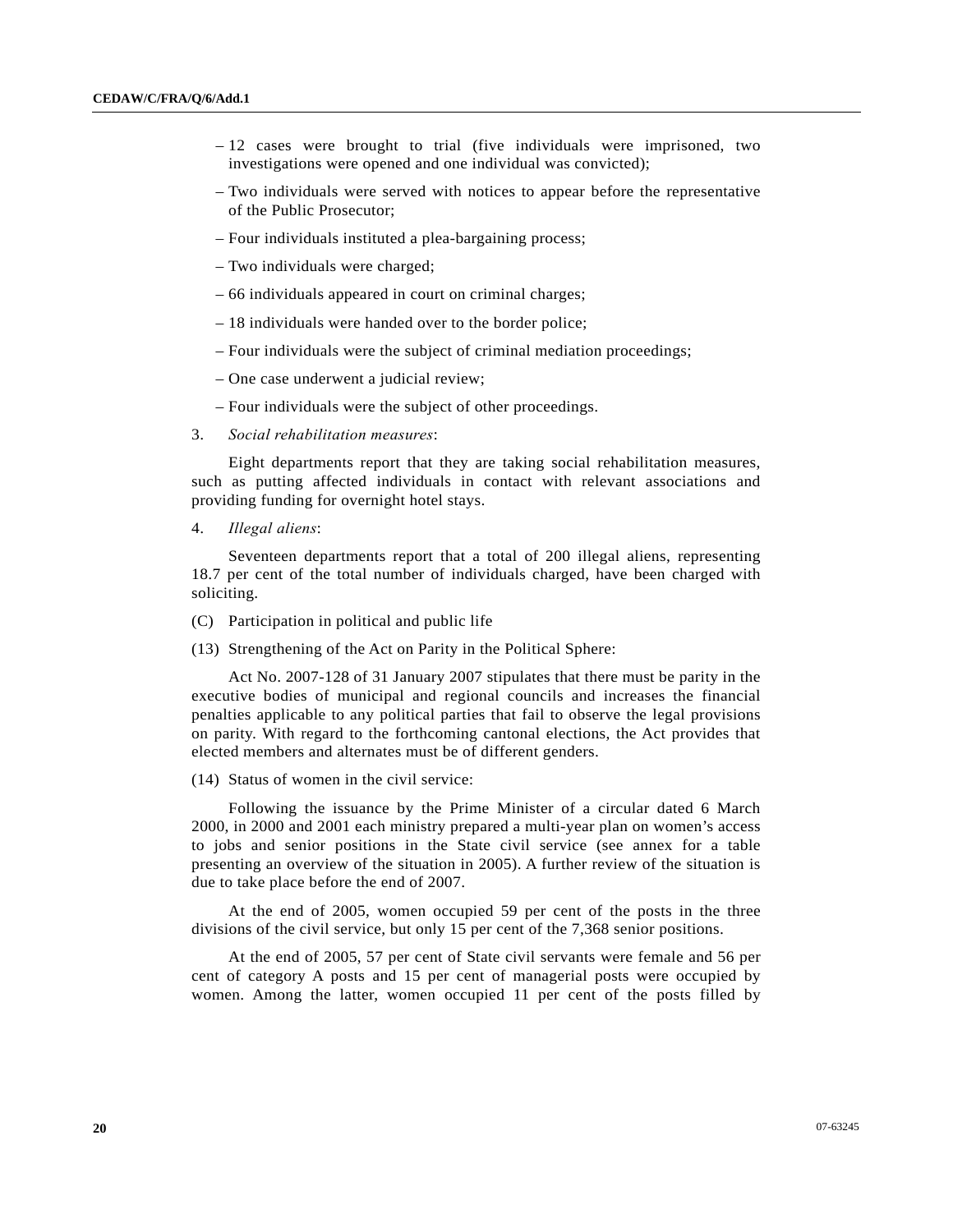– 12 cases were brought to trial (five individuals were imprisoned, two investigations were opened and one individual was convicted);

– Two individuals were served with notices to appear before the representative of the Public Prosecutor;

– Four individuals instituted a plea-bargaining process;

– Two individuals were charged;

– 66 individuals appeared in court on criminal charges;

– 18 individuals were handed over to the border police;

– Four individuals were the subject of criminal mediation proceedings;

– One case underwent a judicial review;

– Four individuals were the subject of other proceedings.

3. *Social rehabilitation measures*:

Eight departments report that they are taking social rehabilitation measures, such as putting affected individuals in contact with relevant associations and providing funding for overnight hotel stays.

4. *Illegal aliens*:

Seventeen departments report that a total of 200 illegal aliens, representing 18.7 per cent of the total number of individuals charged, have been charged with soliciting.

(C) Participation in political and public life

(13) Strengthening of the Act on Parity in the Political Sphere:

Act No. 2007-128 of 31 January 2007 stipulates that there must be parity in the executive bodies of municipal and regional councils and increases the financial penalties applicable to any political parties that fail to observe the legal provisions on parity. With regard to the forthcoming cantonal elections, the Act provides that elected members and alternates must be of different genders.

(14) Status of women in the civil service:

Following the issuance by the Prime Minister of a circular dated 6 March 2000, in 2000 and 2001 each ministry prepared a multi-year plan on women's access to jobs and senior positions in the State civil service (see annex for a table presenting an overview of the situation in 2005). A further review of the situation is due to take place before the end of 2007.

At the end of 2005, women occupied 59 per cent of the posts in the three divisions of the civil service, but only 15 per cent of the 7,368 senior positions.

At the end of 2005, 57 per cent of State civil servants were female and 56 per cent of category A posts and 15 per cent of managerial posts were occupied by women. Among the latter, women occupied 11 per cent of the posts filled by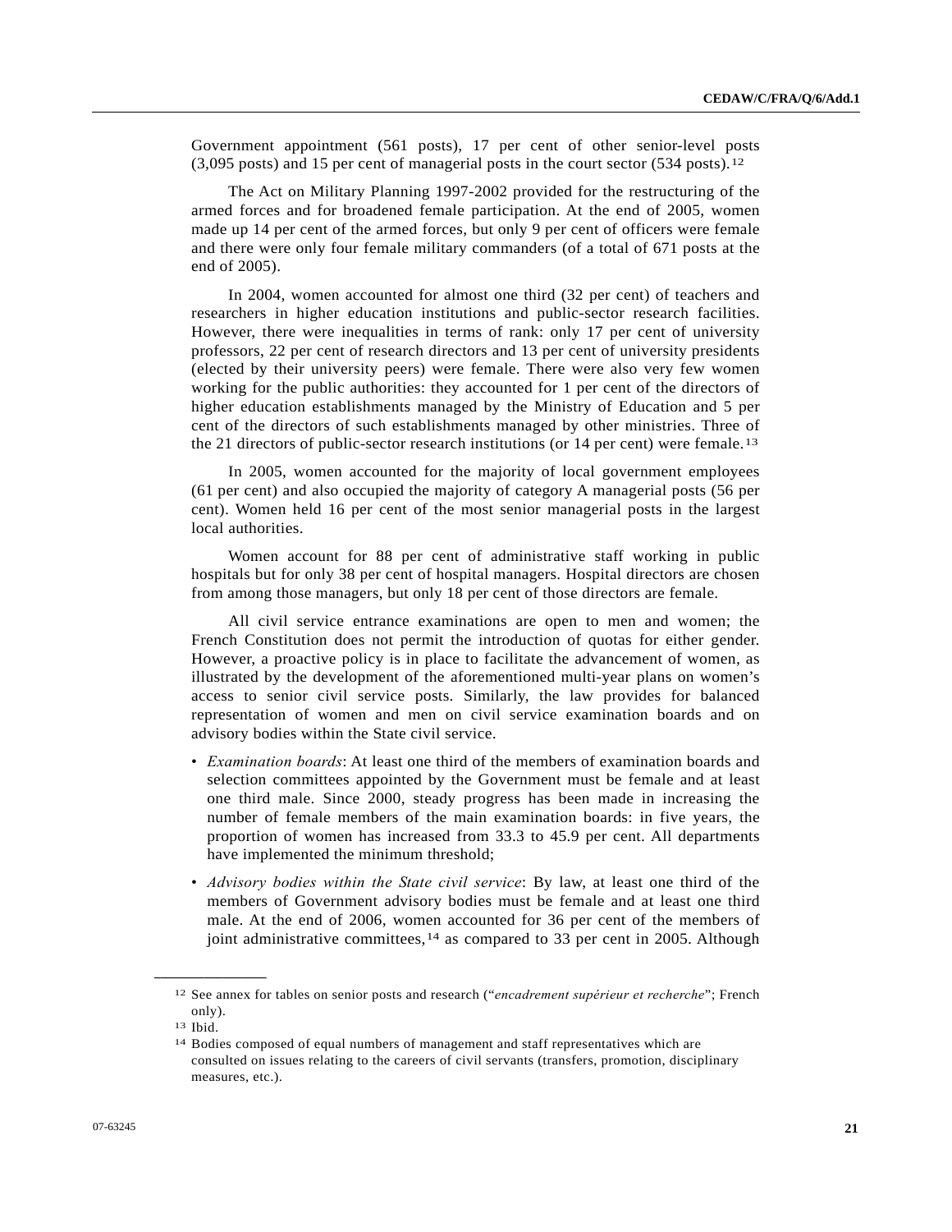Government appointment (561 posts), 17 per cent of other senior-level posts (3,095 posts) and 15 per cent of managerial posts in the court sector (534 posts).[12]

The Act on Military Planning 1997-2002 provided for the restructuring of the armed forces and for broadened female participation. At the end of 2005, women made up 14 per cent of the armed forces, but only 9 per cent of officers were female and there were only four female military commanders (of a total of 671 posts at the end of 2005).

In 2004, women accounted for almost one third (32 per cent) of teachers and researchers in higher education institutions and public-sector research facilities. However, there were inequalities in terms of rank: only 17 per cent of university professors, 22 per cent of research directors and 13 per cent of university presidents (elected by their university peers) were female. There were also very few women working for the public authorities: they accounted for 1 per cent of the directors of higher education establishments managed by the Ministry of Education and 5 per cent of the directors of such establishments managed by other ministries. Three of the 21 directors of public-sector research institutions (or 14 per cent) were female.[13]

In 2005, women accounted for the majority of local government employees (61 per cent) and also occupied the majority of category A managerial posts (56 per cent). Women held 16 per cent of the most senior managerial posts in the largest local authorities.

Women account for 88 per cent of administrative staff working in public hospitals but for only 38 per cent of hospital managers. Hospital directors are chosen from among those managers, but only 18 per cent of those directors are female.

All civil service entrance examinations are open to men and women; the French Constitution does not permit the introduction of quotas for either gender. However, a proactive policy is in place to facilitate the advancement of women, as illustrated by the development of the aforementioned multi-year plans on women's access to senior civil service posts. Similarly, the law provides for balanced representation of women and men on civil service examination boards and on advisory bodies within the State civil service.

- *Examination boards*: At least one third of the members of examination boards and selection committees appointed by the Government must be female and at least one third male. Since 2000, steady progress has been made in increasing the number of female members of the main examination boards: in five years, the proportion of women has increased from 33.3 to 45.9 per cent. All departments have implemented the minimum threshold;
- *Advisory bodies within the State civil service*: By law, at least one third of the members of Government advisory bodies must be female and at least one third male. At the end of 2006, women accounted for 36 per cent of the members of joint administrative committees,[14] as compared to 33 per cent in 2005. Although

---

[12] See annex for tables on senior posts and research ("*encadrement supérieur et recherche*"; French only).

[13] Ibid.

[14] Bodies composed of equal numbers of management and staff representatives which are consulted on issues relating to the careers of civil servants (transfers, promotion, disciplinary measures, etc.).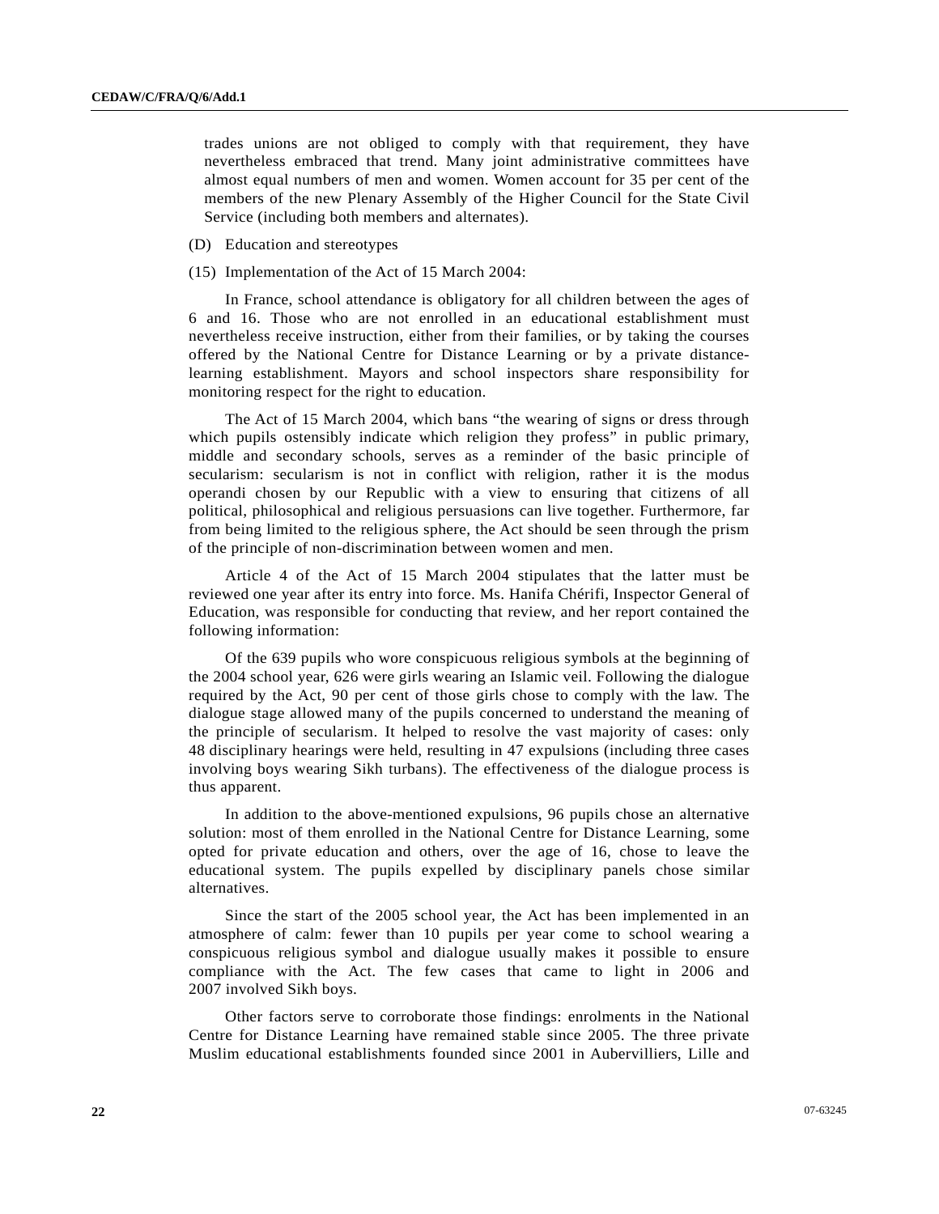trades unions are not obliged to comply with that requirement, they have nevertheless embraced that trend. Many joint administrative committees have almost equal numbers of men and women. Women account for 35 per cent of the members of the new Plenary Assembly of the Higher Council for the State Civil Service (including both members and alternates).

(D) Education and stereotypes

(15) Implementation of the Act of 15 March 2004:

In France, school attendance is obligatory for all children between the ages of 6 and 16. Those who are not enrolled in an educational establishment must nevertheless receive instruction, either from their families, or by taking the courses offered by the National Centre for Distance Learning or by a private distance-learning establishment. Mayors and school inspectors share responsibility for monitoring respect for the right to education.

The Act of 15 March 2004, which bans "the wearing of signs or dress through which pupils ostensibly indicate which religion they profess" in public primary, middle and secondary schools, serves as a reminder of the basic principle of secularism: secularism is not in conflict with religion, rather it is the modus operandi chosen by our Republic with a view to ensuring that citizens of all political, philosophical and religious persuasions can live together. Furthermore, far from being limited to the religious sphere, the Act should be seen through the prism of the principle of non-discrimination between women and men.

Article 4 of the Act of 15 March 2004 stipulates that the latter must be reviewed one year after its entry into force. Ms. Hanifa Chérifi, Inspector General of Education, was responsible for conducting that review, and her report contained the following information:

Of the 639 pupils who wore conspicuous religious symbols at the beginning of the 2004 school year, 626 were girls wearing an Islamic veil. Following the dialogue required by the Act, 90 per cent of those girls chose to comply with the law. The dialogue stage allowed many of the pupils concerned to understand the meaning of the principle of secularism. It helped to resolve the vast majority of cases: only 48 disciplinary hearings were held, resulting in 47 expulsions (including three cases involving boys wearing Sikh turbans). The effectiveness of the dialogue process is thus apparent.

In addition to the above-mentioned expulsions, 96 pupils chose an alternative solution: most of them enrolled in the National Centre for Distance Learning, some opted for private education and others, over the age of 16, chose to leave the educational system. The pupils expelled by disciplinary panels chose similar alternatives.

Since the start of the 2005 school year, the Act has been implemented in an atmosphere of calm: fewer than 10 pupils per year come to school wearing a conspicuous religious symbol and dialogue usually makes it possible to ensure compliance with the Act. The few cases that came to light in 2006 and 2007 involved Sikh boys.

Other factors serve to corroborate those findings: enrolments in the National Centre for Distance Learning have remained stable since 2005. The three private Muslim educational establishments founded since 2001 in Aubervilliers, Lille and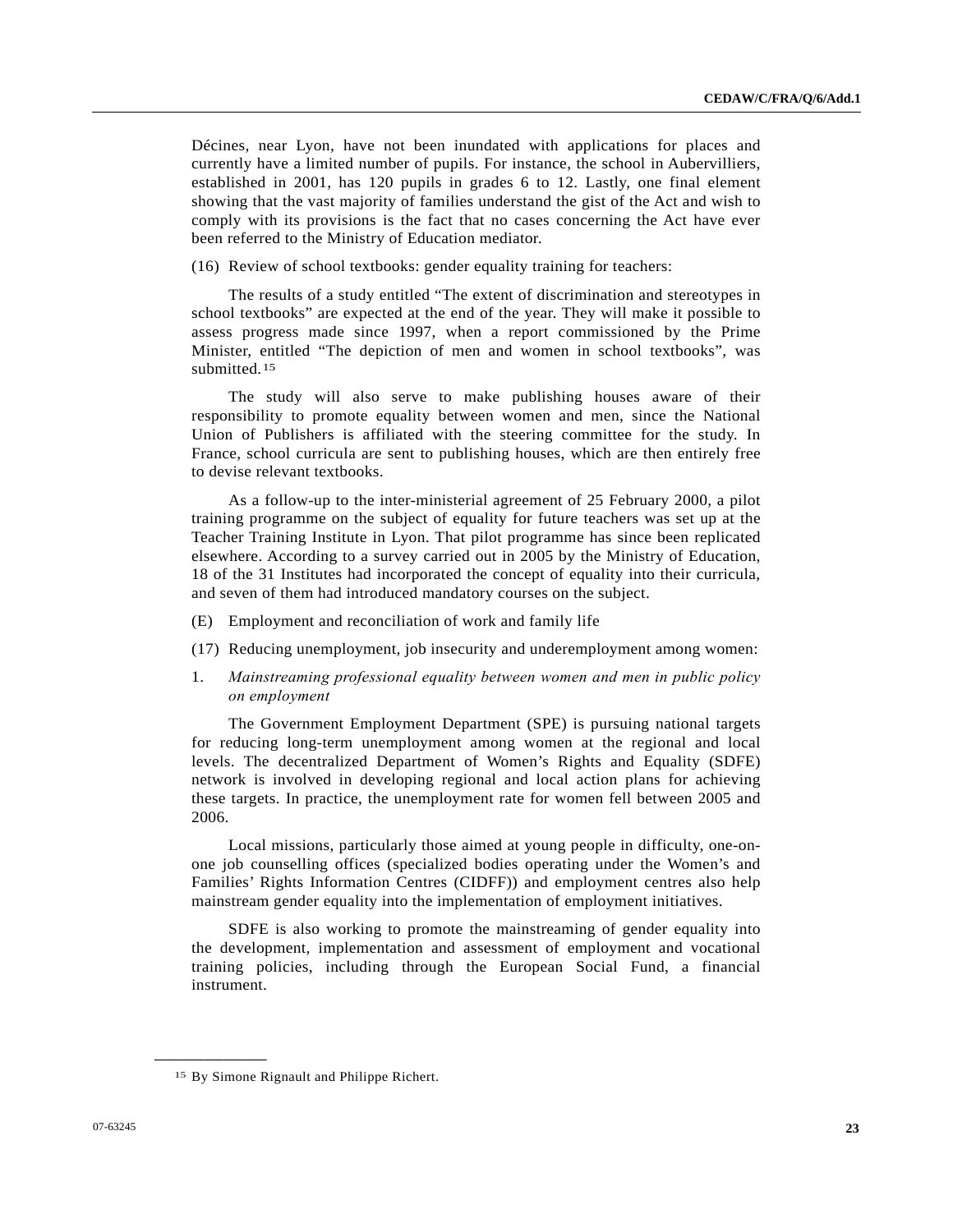Décines, near Lyon, have not been inundated with applications for places and currently have a limited number of pupils. For instance, the school in Aubervilliers, established in 2001, has 120 pupils in grades 6 to 12. Lastly, one final element showing that the vast majority of families understand the gist of the Act and wish to comply with its provisions is the fact that no cases concerning the Act have ever been referred to the Ministry of Education mediator.

(16) Review of school textbooks: gender equality training for teachers:

The results of a study entitled "The extent of discrimination and stereotypes in school textbooks" are expected at the end of the year. They will make it possible to assess progress made since 1997, when a report commissioned by the Prime Minister, entitled "The depiction of men and women in school textbooks", was submitted.[15]

The study will also serve to make publishing houses aware of their responsibility to promote equality between women and men, since the National Union of Publishers is affiliated with the steering committee for the study. In France, school curricula are sent to publishing houses, which are then entirely free to devise relevant textbooks.

As a follow-up to the inter-ministerial agreement of 25 February 2000, a pilot training programme on the subject of equality for future teachers was set up at the Teacher Training Institute in Lyon. That pilot programme has since been replicated elsewhere. According to a survey carried out in 2005 by the Ministry of Education, 18 of the 31 Institutes had incorporated the concept of equality into their curricula, and seven of them had introduced mandatory courses on the subject.

(E) Employment and reconciliation of work and family life

(17) Reducing unemployment, job insecurity and underemployment among women:

1. *Mainstreaming professional equality between women and men in public policy on employment*

The Government Employment Department (SPE) is pursuing national targets for reducing long-term unemployment among women at the regional and local levels. The decentralized Department of Women's Rights and Equality (SDFE) network is involved in developing regional and local action plans for achieving these targets. In practice, the unemployment rate for women fell between 2005 and 2006.

Local missions, particularly those aimed at young people in difficulty, one-on-one job counselling offices (specialized bodies operating under the Women's and Families' Rights Information Centres (CIDFF)) and employment centres also help mainstream gender equality into the implementation of employment initiatives.

SDFE is also working to promote the mainstreaming of gender equality into the development, implementation and assessment of employment and vocational training policies, including through the European Social Fund, a financial instrument.

---

[15] By Simone Rignault and Philippe Richert.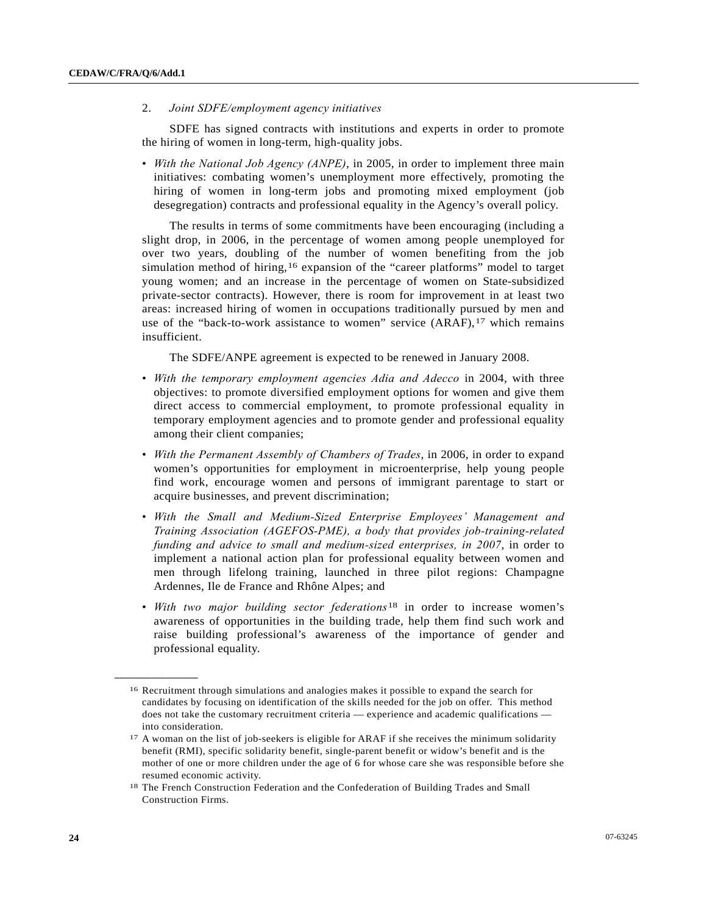2. *Joint SDFE/employment agency initiatives*

SDFE has signed contracts with institutions and experts in order to promote the hiring of women in long-term, high-quality jobs.

- *With the National Job Agency (ANPE)*, in 2005, in order to implement three main initiatives: combating women's unemployment more effectively, promoting the hiring of women in long-term jobs and promoting mixed employment (job desegregation) contracts and professional equality in the Agency's overall policy.

The results in terms of some commitments have been encouraging (including a slight drop, in 2006, in the percentage of women among people unemployed for over two years, doubling of the number of women benefiting from the job simulation method of hiring,[16] expansion of the "career platforms" model to target young women; and an increase in the percentage of women on State-subsidized private-sector contracts). However, there is room for improvement in at least two areas: increased hiring of women in occupations traditionally pursued by men and use of the "back-to-work assistance to women" service (ARAF),[17] which remains insufficient.

The SDFE/ANPE agreement is expected to be renewed in January 2008.

- *With the temporary employment agencies Adia and Adecco* in 2004, with three objectives: to promote diversified employment options for women and give them direct access to commercial employment, to promote professional equality in temporary employment agencies and to promote gender and professional equality among their client companies;
- *With the Permanent Assembly of Chambers of Trades*, in 2006, in order to expand women's opportunities for employment in microenterprise, help young people find work, encourage women and persons of immigrant parentage to start or acquire businesses, and prevent discrimination;
- *With the Small and Medium-Sized Enterprise Employees' Management and Training Association (AGEFOS-PME), a body that provides job-training-related funding and advice to small and medium-sized enterprises, in 2007*, in order to implement a national action plan for professional equality between women and men through lifelong training, launched in three pilot regions: Champagne Ardennes, Ile de France and Rhône Alpes; and
- *With two major building sector federations*[18] in order to increase women's awareness of opportunities in the building trade, help them find such work and raise building professional's awareness of the importance of gender and professional equality.

---

[16] Recruitment through simulations and analogies makes it possible to expand the search for candidates by focusing on identification of the skills needed for the job on offer. This method does not take the customary recruitment criteria — experience and academic qualifications — into consideration.

[17] A woman on the list of job-seekers is eligible for ARAF if she receives the minimum solidarity benefit (RMI), specific solidarity benefit, single-parent benefit or widow's benefit and is the mother of one or more children under the age of 6 for whose care she was responsible before she resumed economic activity.

[18] The French Construction Federation and the Confederation of Building Trades and Small Construction Firms.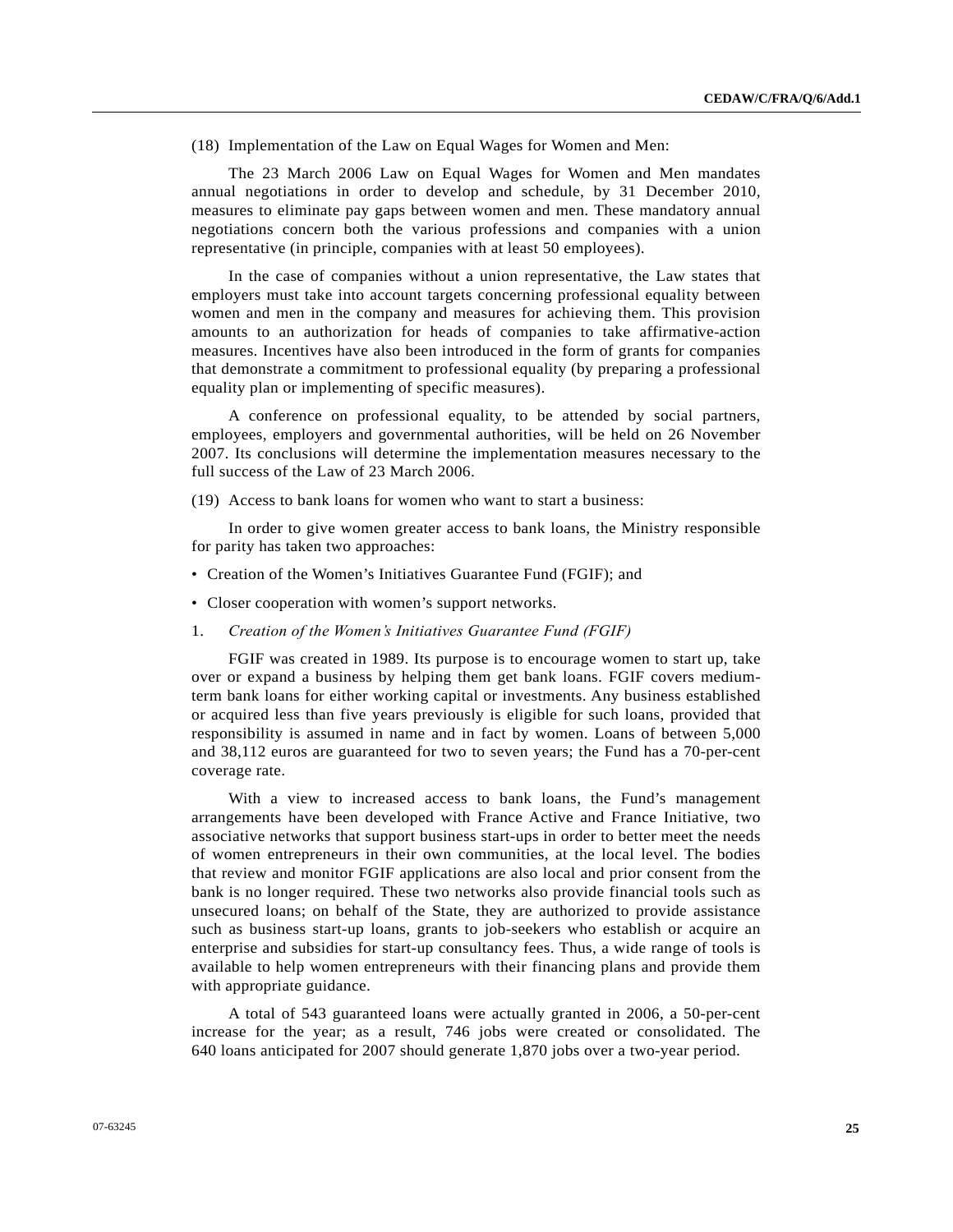(18) Implementation of the Law on Equal Wages for Women and Men:

The 23 March 2006 Law on Equal Wages for Women and Men mandates annual negotiations in order to develop and schedule, by 31 December 2010, measures to eliminate pay gaps between women and men. These mandatory annual negotiations concern both the various professions and companies with a union representative (in principle, companies with at least 50 employees).

In the case of companies without a union representative, the Law states that employers must take into account targets concerning professional equality between women and men in the company and measures for achieving them. This provision amounts to an authorization for heads of companies to take affirmative-action measures. Incentives have also been introduced in the form of grants for companies that demonstrate a commitment to professional equality (by preparing a professional equality plan or implementing of specific measures).

A conference on professional equality, to be attended by social partners, employees, employers and governmental authorities, will be held on 26 November 2007. Its conclusions will determine the implementation measures necessary to the full success of the Law of 23 March 2006.

(19) Access to bank loans for women who want to start a business:

In order to give women greater access to bank loans, the Ministry responsible for parity has taken two approaches:

- Creation of the Women's Initiatives Guarantee Fund (FGIF); and
- Closer cooperation with women's support networks.

1. *Creation of the Women's Initiatives Guarantee Fund (FGIF)*

FGIF was created in 1989. Its purpose is to encourage women to start up, take over or expand a business by helping them get bank loans. FGIF covers medium-term bank loans for either working capital or investments. Any business established or acquired less than five years previously is eligible for such loans, provided that responsibility is assumed in name and in fact by women. Loans of between 5,000 and 38,112 euros are guaranteed for two to seven years; the Fund has a 70-per-cent coverage rate.

With a view to increased access to bank loans, the Fund's management arrangements have been developed with France Active and France Initiative, two associative networks that support business start-ups in order to better meet the needs of women entrepreneurs in their own communities, at the local level. The bodies that review and monitor FGIF applications are also local and prior consent from the bank is no longer required. These two networks also provide financial tools such as unsecured loans; on behalf of the State, they are authorized to provide assistance such as business start-up loans, grants to job-seekers who establish or acquire an enterprise and subsidies for start-up consultancy fees. Thus, a wide range of tools is available to help women entrepreneurs with their financing plans and provide them with appropriate guidance.

A total of 543 guaranteed loans were actually granted in 2006, a 50-per-cent increase for the year; as a result, 746 jobs were created or consolidated. The 640 loans anticipated for 2007 should generate 1,870 jobs over a two-year period.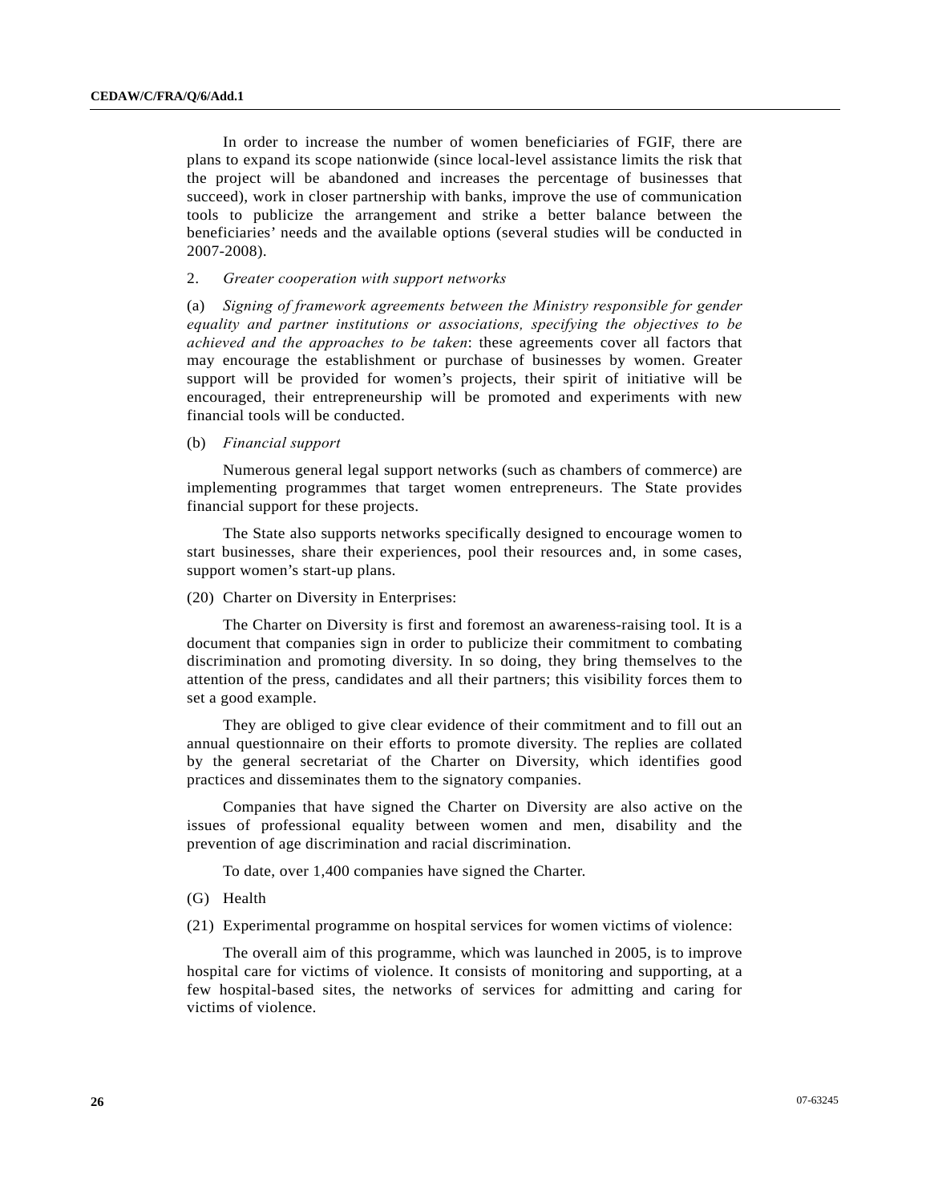In order to increase the number of women beneficiaries of FGIF, there are plans to expand its scope nationwide (since local-level assistance limits the risk that the project will be abandoned and increases the percentage of businesses that succeed), work in closer partnership with banks, improve the use of communication tools to publicize the arrangement and strike a better balance between the beneficiaries' needs and the available options (several studies will be conducted in 2007-2008).

2. *Greater cooperation with support networks*

(a) *Signing of framework agreements between the Ministry responsible for gender equality and partner institutions or associations, specifying the objectives to be achieved and the approaches to be taken*: these agreements cover all factors that may encourage the establishment or purchase of businesses by women. Greater support will be provided for women's projects, their spirit of initiative will be encouraged, their entrepreneurship will be promoted and experiments with new financial tools will be conducted.

(b) *Financial support*

Numerous general legal support networks (such as chambers of commerce) are implementing programmes that target women entrepreneurs. The State provides financial support for these projects.

The State also supports networks specifically designed to encourage women to start businesses, share their experiences, pool their resources and, in some cases, support women's start-up plans.

(20) Charter on Diversity in Enterprises:

The Charter on Diversity is first and foremost an awareness-raising tool. It is a document that companies sign in order to publicize their commitment to combating discrimination and promoting diversity. In so doing, they bring themselves to the attention of the press, candidates and all their partners; this visibility forces them to set a good example.

They are obliged to give clear evidence of their commitment and to fill out an annual questionnaire on their efforts to promote diversity. The replies are collated by the general secretariat of the Charter on Diversity, which identifies good practices and disseminates them to the signatory companies.

Companies that have signed the Charter on Diversity are also active on the issues of professional equality between women and men, disability and the prevention of age discrimination and racial discrimination.

To date, over 1,400 companies have signed the Charter.

(G) Health

(21) Experimental programme on hospital services for women victims of violence:

The overall aim of this programme, which was launched in 2005, is to improve hospital care for victims of violence. It consists of monitoring and supporting, at a few hospital-based sites, the networks of services for admitting and caring for victims of violence.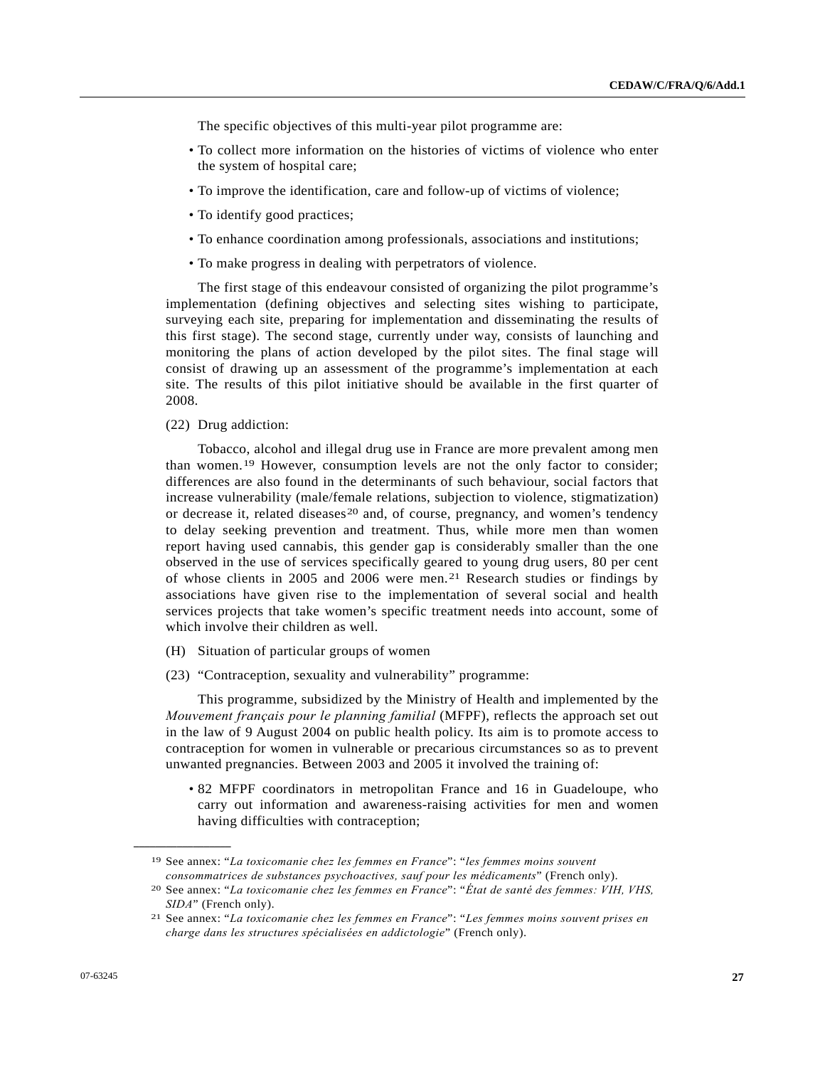The specific objectives of this multi-year pilot programme are:

- To collect more information on the histories of victims of violence who enter the system of hospital care;
- To improve the identification, care and follow-up of victims of violence;
- To identify good practices;
- To enhance coordination among professionals, associations and institutions;
- To make progress in dealing with perpetrators of violence.

The first stage of this endeavour consisted of organizing the pilot programme's implementation (defining objectives and selecting sites wishing to participate, surveying each site, preparing for implementation and disseminating the results of this first stage). The second stage, currently under way, consists of launching and monitoring the plans of action developed by the pilot sites. The final stage will consist of drawing up an assessment of the programme's implementation at each site. The results of this pilot initiative should be available in the first quarter of 2008.

(22) Drug addiction:

Tobacco, alcohol and illegal drug use in France are more prevalent among men than women.[19] However, consumption levels are not the only factor to consider; differences are also found in the determinants of such behaviour, social factors that increase vulnerability (male/female relations, subjection to violence, stigmatization) or decrease it, related diseases[20] and, of course, pregnancy, and women's tendency to delay seeking prevention and treatment. Thus, while more men than women report having used cannabis, this gender gap is considerably smaller than the one observed in the use of services specifically geared to young drug users, 80 per cent of whose clients in 2005 and 2006 were men.[21] Research studies or findings by associations have given rise to the implementation of several social and health services projects that take women's specific treatment needs into account, some of which involve their children as well.

(H) Situation of particular groups of women

(23) "Contraception, sexuality and vulnerability" programme:

This programme, subsidized by the Ministry of Health and implemented by the *Mouvement français pour le planning familial* (MFPF), reflects the approach set out in the law of 9 August 2004 on public health policy. Its aim is to promote access to contraception for women in vulnerable or precarious circumstances so as to prevent unwanted pregnancies. Between 2003 and 2005 it involved the training of:

- 82 MFPF coordinators in metropolitan France and 16 in Guadeloupe, who carry out information and awareness-raising activities for men and women having difficulties with contraception;

---

[19] See annex: "*La toxicomanie chez les femmes en France*": "*les femmes moins souvent consommatrices de substances psychoactives, sauf pour les médicaments*" (French only).

[20] See annex: "*La toxicomanie chez les femmes en France*": "*État de santé des femmes: VIH, VHS, SIDA*" (French only).

[21] See annex: "*La toxicomanie chez les femmes en France*": "*Les femmes moins souvent prises en charge dans les structures spécialisées en addictologie*" (French only).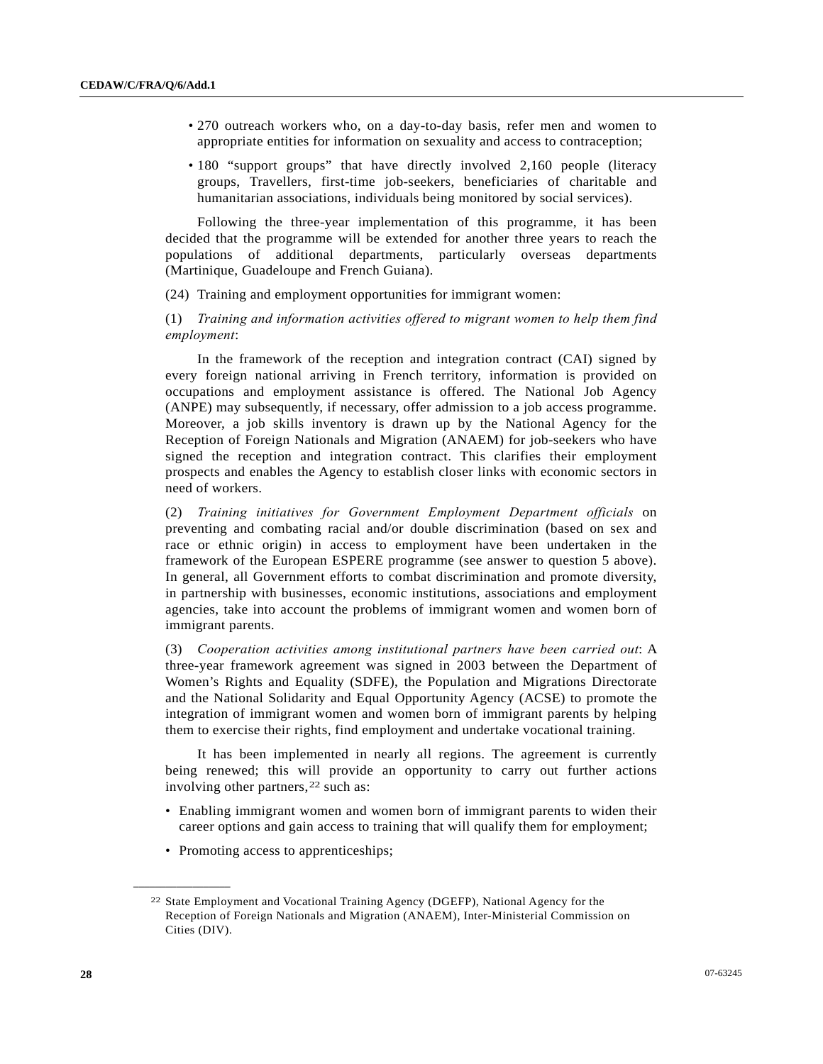- 270 outreach workers who, on a day-to-day basis, refer men and women to appropriate entities for information on sexuality and access to contraception;
- 180 "support groups" that have directly involved 2,160 people (literacy groups, Travellers, first-time job-seekers, beneficiaries of charitable and humanitarian associations, individuals being monitored by social services).

Following the three-year implementation of this programme, it has been decided that the programme will be extended for another three years to reach the populations of additional departments, particularly overseas departments (Martinique, Guadeloupe and French Guiana).

(24) Training and employment opportunities for immigrant women:

(1) *Training and information activities offered to migrant women to help them find employment*:

In the framework of the reception and integration contract (CAI) signed by every foreign national arriving in French territory, information is provided on occupations and employment assistance is offered. The National Job Agency (ANPE) may subsequently, if necessary, offer admission to a job access programme. Moreover, a job skills inventory is drawn up by the National Agency for the Reception of Foreign Nationals and Migration (ANAEM) for job-seekers who have signed the reception and integration contract. This clarifies their employment prospects and enables the Agency to establish closer links with economic sectors in need of workers.

(2) *Training initiatives for Government Employment Department officials* on preventing and combating racial and/or double discrimination (based on sex and race or ethnic origin) in access to employment have been undertaken in the framework of the European ESPERE programme (see answer to question 5 above). In general, all Government efforts to combat discrimination and promote diversity, in partnership with businesses, economic institutions, associations and employment agencies, take into account the problems of immigrant women and women born of immigrant parents.

(3) *Cooperation activities among institutional partners have been carried out*: A three-year framework agreement was signed in 2003 between the Department of Women's Rights and Equality (SDFE), the Population and Migrations Directorate and the National Solidarity and Equal Opportunity Agency (ACSE) to promote the integration of immigrant women and women born of immigrant parents by helping them to exercise their rights, find employment and undertake vocational training.

It has been implemented in nearly all regions. The agreement is currently being renewed; this will provide an opportunity to carry out further actions involving other partners,[22] such as:

- Enabling immigrant women and women born of immigrant parents to widen their career options and gain access to training that will qualify them for employment;
- Promoting access to apprenticeships;

---

[22] State Employment and Vocational Training Agency (DGEFP), National Agency for the Reception of Foreign Nationals and Migration (ANAEM), Inter-Ministerial Commission on Cities (DIV).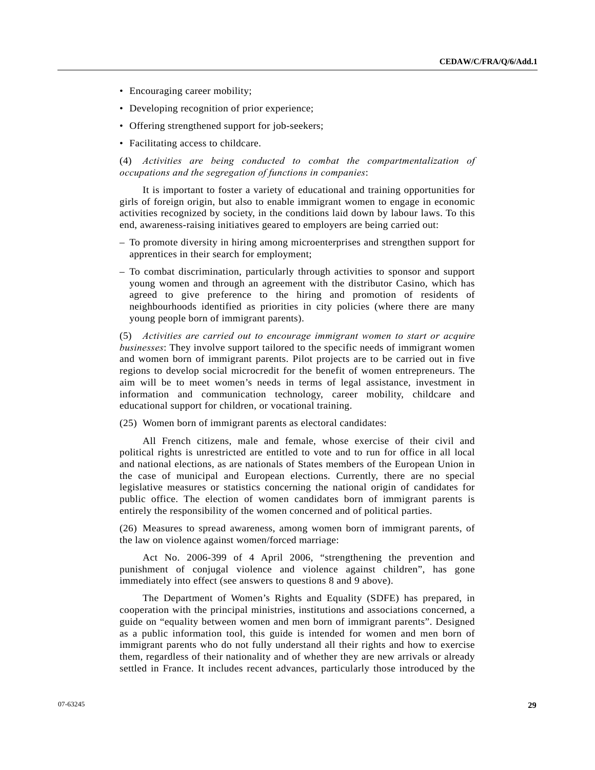- Encouraging career mobility;
- Developing recognition of prior experience;
- Offering strengthened support for job-seekers;
- Facilitating access to childcare.

(4) *Activities are being conducted to combat the compartmentalization of occupations and the segregation of functions in companies*:

It is important to foster a variety of educational and training opportunities for girls of foreign origin, but also to enable immigrant women to engage in economic activities recognized by society, in the conditions laid down by labour laws. To this end, awareness-raising initiatives geared to employers are being carried out:

– To promote diversity in hiring among microenterprises and strengthen support for apprentices in their search for employment;

– To combat discrimination, particularly through activities to sponsor and support young women and through an agreement with the distributor Casino, which has agreed to give preference to the hiring and promotion of residents of neighbourhoods identified as priorities in city policies (where there are many young people born of immigrant parents).

(5) *Activities are carried out to encourage immigrant women to start or acquire businesses*: They involve support tailored to the specific needs of immigrant women and women born of immigrant parents. Pilot projects are to be carried out in five regions to develop social microcredit for the benefit of women entrepreneurs. The aim will be to meet women's needs in terms of legal assistance, investment in information and communication technology, career mobility, childcare and educational support for children, or vocational training.

(25) Women born of immigrant parents as electoral candidates:

All French citizens, male and female, whose exercise of their civil and political rights is unrestricted are entitled to vote and to run for office in all local and national elections, as are nationals of States members of the European Union in the case of municipal and European elections. Currently, there are no special legislative measures or statistics concerning the national origin of candidates for public office. The election of women candidates born of immigrant parents is entirely the responsibility of the women concerned and of political parties.

(26) Measures to spread awareness, among women born of immigrant parents, of the law on violence against women/forced marriage:

Act No. 2006-399 of 4 April 2006, "strengthening the prevention and punishment of conjugal violence and violence against children", has gone immediately into effect (see answers to questions 8 and 9 above).

The Department of Women's Rights and Equality (SDFE) has prepared, in cooperation with the principal ministries, institutions and associations concerned, a guide on "equality between women and men born of immigrant parents". Designed as a public information tool, this guide is intended for women and men born of immigrant parents who do not fully understand all their rights and how to exercise them, regardless of their nationality and of whether they are new arrivals or already settled in France. It includes recent advances, particularly those introduced by the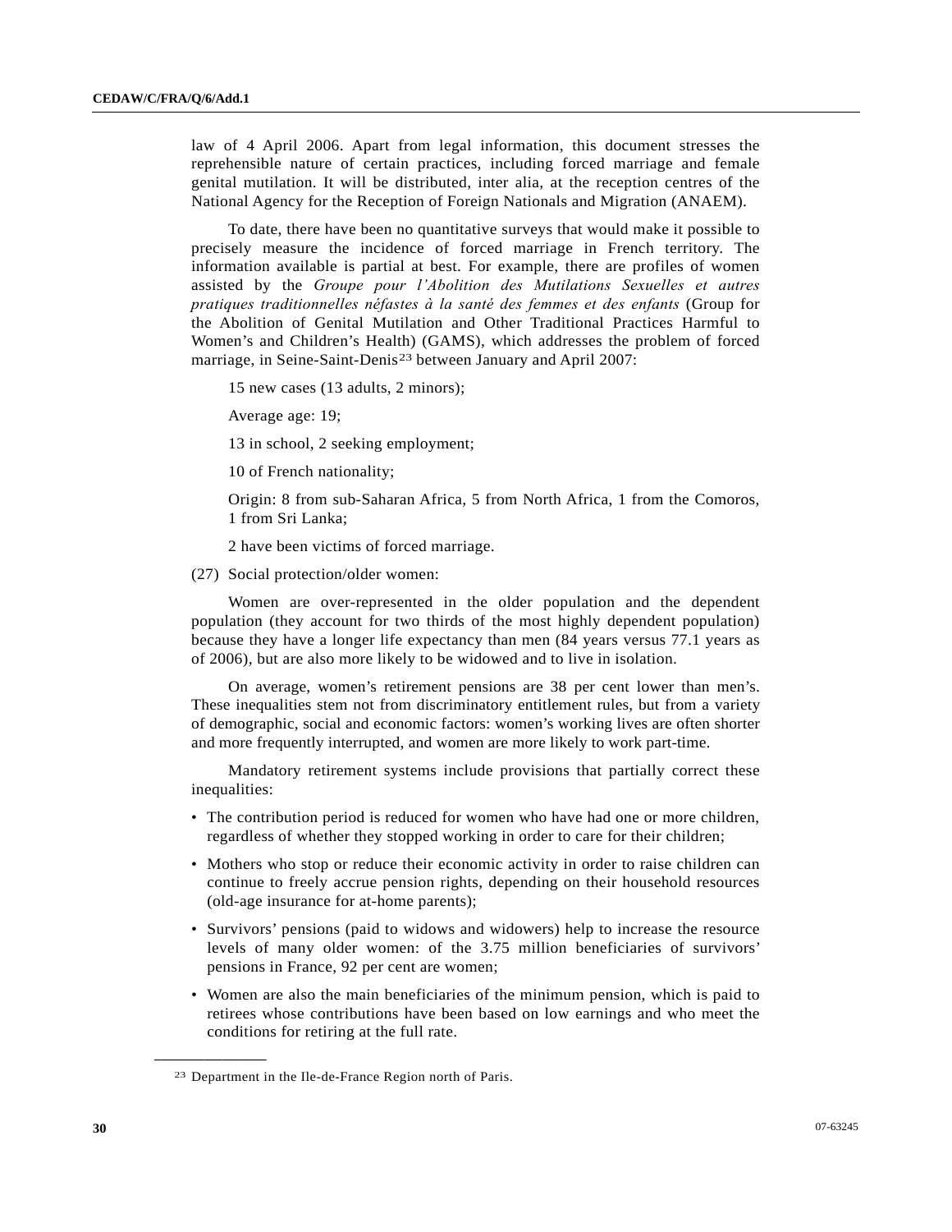law of 4 April 2006. Apart from legal information, this document stresses the reprehensible nature of certain practices, including forced marriage and female genital mutilation. It will be distributed, inter alia, at the reception centres of the National Agency for the Reception of Foreign Nationals and Migration (ANAEM).

To date, there have been no quantitative surveys that would make it possible to precisely measure the incidence of forced marriage in French territory. The information available is partial at best. For example, there are profiles of women assisted by the *Groupe pour l'Abolition des Mutilations Sexuelles et autres pratiques traditionnelles néfastes à la santé des femmes et des enfants* (Group for the Abolition of Genital Mutilation and Other Traditional Practices Harmful to Women's and Children's Health) (GAMS), which addresses the problem of forced marriage, in Seine-Saint-Denis[23] between January and April 2007:

15 new cases (13 adults, 2 minors);

Average age: 19;

13 in school, 2 seeking employment;

10 of French nationality;

Origin: 8 from sub-Saharan Africa, 5 from North Africa, 1 from the Comoros, 1 from Sri Lanka;

2 have been victims of forced marriage.

(27) Social protection/older women:

Women are over-represented in the older population and the dependent population (they account for two thirds of the most highly dependent population) because they have a longer life expectancy than men (84 years versus 77.1 years as of 2006), but are also more likely to be widowed and to live in isolation.

On average, women's retirement pensions are 38 per cent lower than men's. These inequalities stem not from discriminatory entitlement rules, but from a variety of demographic, social and economic factors: women's working lives are often shorter and more frequently interrupted, and women are more likely to work part-time.

Mandatory retirement systems include provisions that partially correct these inequalities:

- The contribution period is reduced for women who have had one or more children, regardless of whether they stopped working in order to care for their children;
- Mothers who stop or reduce their economic activity in order to raise children can continue to freely accrue pension rights, depending on their household resources (old-age insurance for at-home parents);
- Survivors' pensions (paid to widows and widowers) help to increase the resource levels of many older women: of the 3.75 million beneficiaries of survivors' pensions in France, 92 per cent are women;
- Women are also the main beneficiaries of the minimum pension, which is paid to retirees whose contributions have been based on low earnings and who meet the conditions for retiring at the full rate.

---

[23] Department in the Ile-de-France Region north of Paris.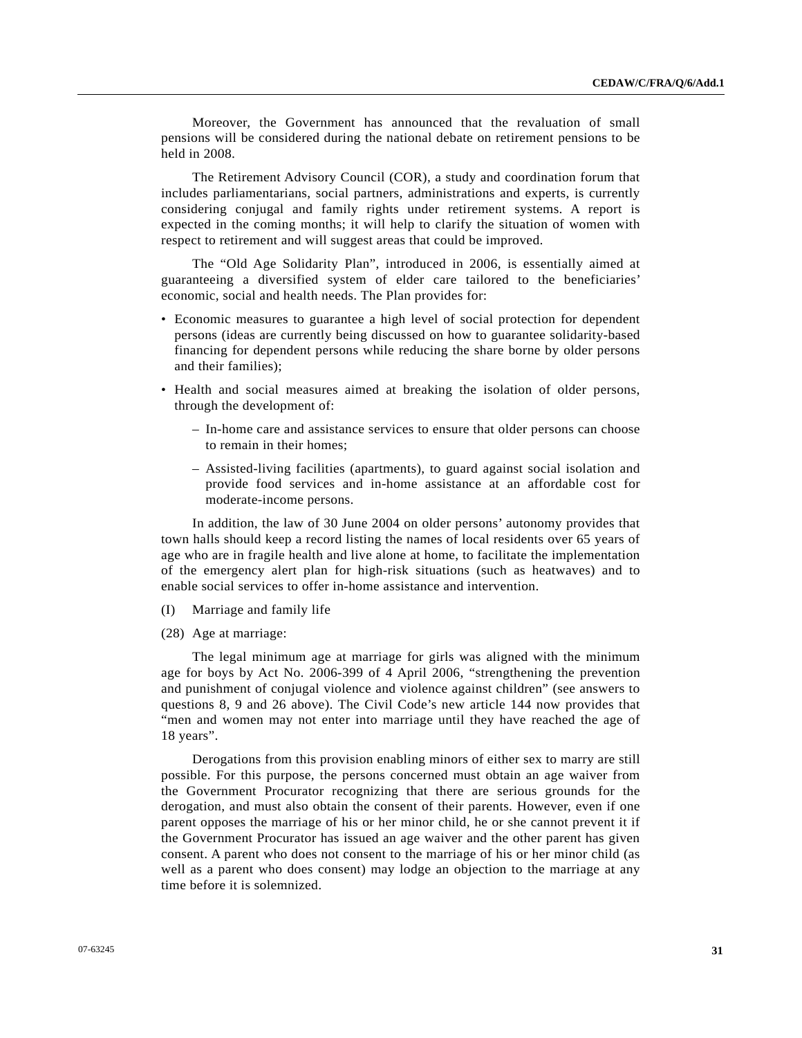Moreover, the Government has announced that the revaluation of small pensions will be considered during the national debate on retirement pensions to be held in 2008.

The Retirement Advisory Council (COR), a study and coordination forum that includes parliamentarians, social partners, administrations and experts, is currently considering conjugal and family rights under retirement systems. A report is expected in the coming months; it will help to clarify the situation of women with respect to retirement and will suggest areas that could be improved.

The "Old Age Solidarity Plan", introduced in 2006, is essentially aimed at guaranteeing a diversified system of elder care tailored to the beneficiaries' economic, social and health needs. The Plan provides for:

- Economic measures to guarantee a high level of social protection for dependent persons (ideas are currently being discussed on how to guarantee solidarity-based financing for dependent persons while reducing the share borne by older persons and their families);
- Health and social measures aimed at breaking the isolation of older persons, through the development of:
  - In-home care and assistance services to ensure that older persons can choose to remain in their homes;
  - Assisted-living facilities (apartments), to guard against social isolation and provide food services and in-home assistance at an affordable cost for moderate-income persons.

In addition, the law of 30 June 2004 on older persons' autonomy provides that town halls should keep a record listing the names of local residents over 65 years of age who are in fragile health and live alone at home, to facilitate the implementation of the emergency alert plan for high-risk situations (such as heatwaves) and to enable social services to offer in-home assistance and intervention.

(I) Marriage and family life

(28) Age at marriage:

The legal minimum age at marriage for girls was aligned with the minimum age for boys by Act No. 2006-399 of 4 April 2006, "strengthening the prevention and punishment of conjugal violence and violence against children" (see answers to questions 8, 9 and 26 above). The Civil Code's new article 144 now provides that "men and women may not enter into marriage until they have reached the age of 18 years".

Derogations from this provision enabling minors of either sex to marry are still possible. For this purpose, the persons concerned must obtain an age waiver from the Government Procurator recognizing that there are serious grounds for the derogation, and must also obtain the consent of their parents. However, even if one parent opposes the marriage of his or her minor child, he or she cannot prevent it if the Government Procurator has issued an age waiver and the other parent has given consent. A parent who does not consent to the marriage of his or her minor child (as well as a parent who does consent) may lodge an objection to the marriage at any time before it is solemnized.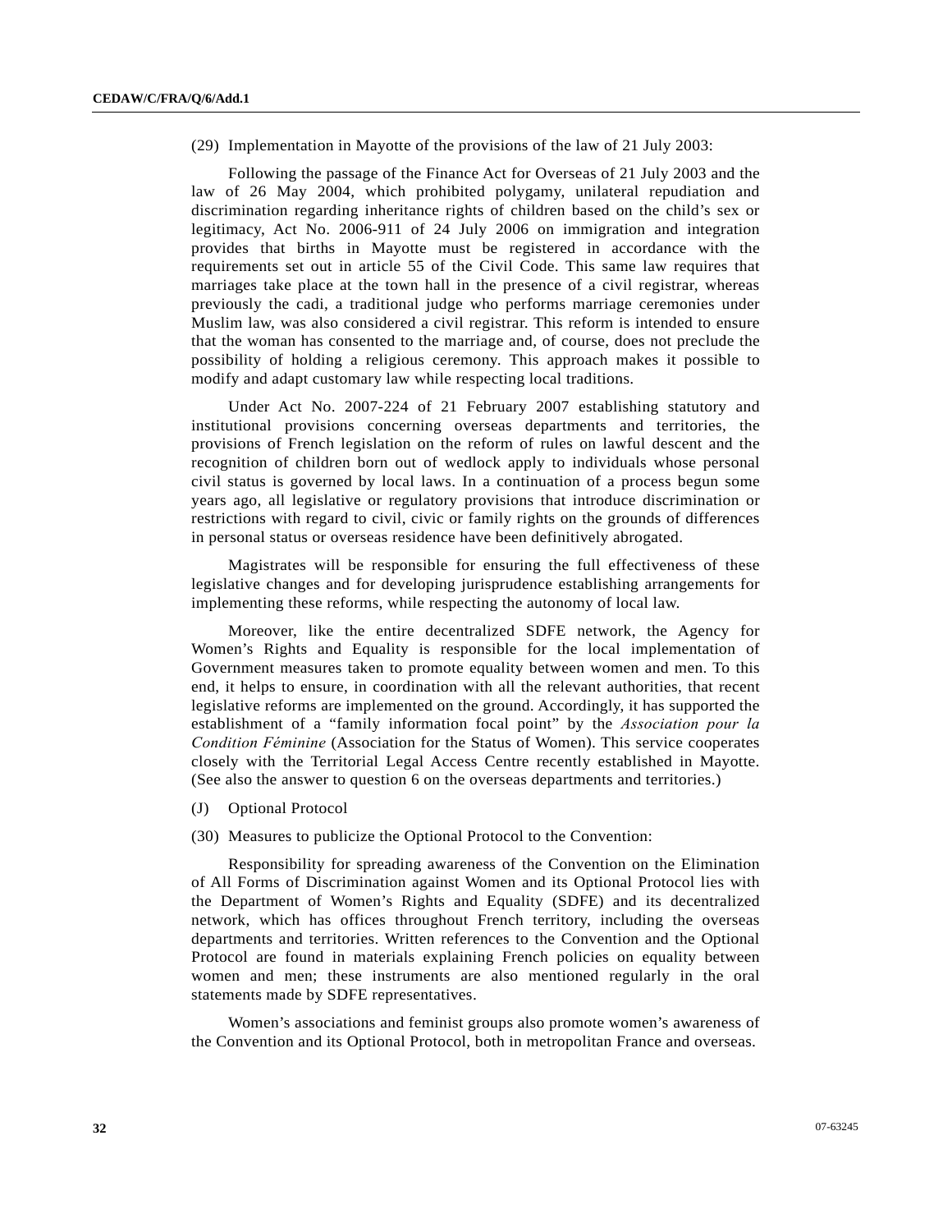(29) Implementation in Mayotte of the provisions of the law of 21 July 2003:

Following the passage of the Finance Act for Overseas of 21 July 2003 and the law of 26 May 2004, which prohibited polygamy, unilateral repudiation and discrimination regarding inheritance rights of children based on the child's sex or legitimacy, Act No. 2006-911 of 24 July 2006 on immigration and integration provides that births in Mayotte must be registered in accordance with the requirements set out in article 55 of the Civil Code. This same law requires that marriages take place at the town hall in the presence of a civil registrar, whereas previously the cadi, a traditional judge who performs marriage ceremonies under Muslim law, was also considered a civil registrar. This reform is intended to ensure that the woman has consented to the marriage and, of course, does not preclude the possibility of holding a religious ceremony. This approach makes it possible to modify and adapt customary law while respecting local traditions.

Under Act No. 2007-224 of 21 February 2007 establishing statutory and institutional provisions concerning overseas departments and territories, the provisions of French legislation on the reform of rules on lawful descent and the recognition of children born out of wedlock apply to individuals whose personal civil status is governed by local laws. In a continuation of a process begun some years ago, all legislative or regulatory provisions that introduce discrimination or restrictions with regard to civil, civic or family rights on the grounds of differences in personal status or overseas residence have been definitively abrogated.

Magistrates will be responsible for ensuring the full effectiveness of these legislative changes and for developing jurisprudence establishing arrangements for implementing these reforms, while respecting the autonomy of local law.

Moreover, like the entire decentralized SDFE network, the Agency for Women's Rights and Equality is responsible for the local implementation of Government measures taken to promote equality between women and men. To this end, it helps to ensure, in coordination with all the relevant authorities, that recent legislative reforms are implemented on the ground. Accordingly, it has supported the establishment of a "family information focal point" by the *Association pour la Condition Féminine* (Association for the Status of Women). This service cooperates closely with the Territorial Legal Access Centre recently established in Mayotte. (See also the answer to question 6 on the overseas departments and territories.)

(J) Optional Protocol

(30) Measures to publicize the Optional Protocol to the Convention:

Responsibility for spreading awareness of the Convention on the Elimination of All Forms of Discrimination against Women and its Optional Protocol lies with the Department of Women's Rights and Equality (SDFE) and its decentralized network, which has offices throughout French territory, including the overseas departments and territories. Written references to the Convention and the Optional Protocol are found in materials explaining French policies on equality between women and men; these instruments are also mentioned regularly in the oral statements made by SDFE representatives.

Women's associations and feminist groups also promote women's awareness of the Convention and its Optional Protocol, both in metropolitan France and overseas.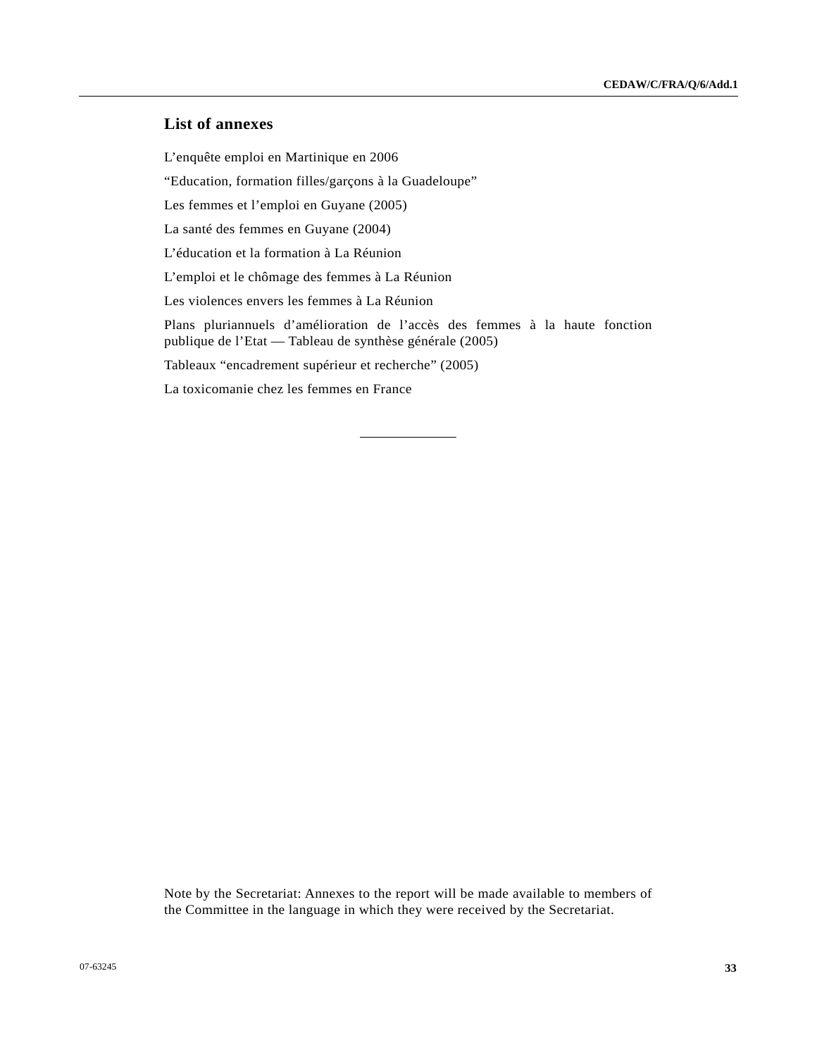## List of annexes

L'enquête emploi en Martinique en 2006

"Education, formation filles/garçons à la Guadeloupe"

Les femmes et l'emploi en Guyane (2005)

La santé des femmes en Guyane (2004)

L'éducation et la formation à La Réunion

L'emploi et le chômage des femmes à La Réunion

Les violences envers les femmes à La Réunion

Plans pluriannuels d'amélioration de l'accès des femmes à la haute fonction publique de l'Etat — Tableau de synthèse générale (2005)

Tableaux "encadrement supérieur et recherche" (2005)

La toxicomanie chez les femmes en France

---

Note by the Secretariat: Annexes to the report will be made available to members of the Committee in the language in which they were received by the Secretariat.